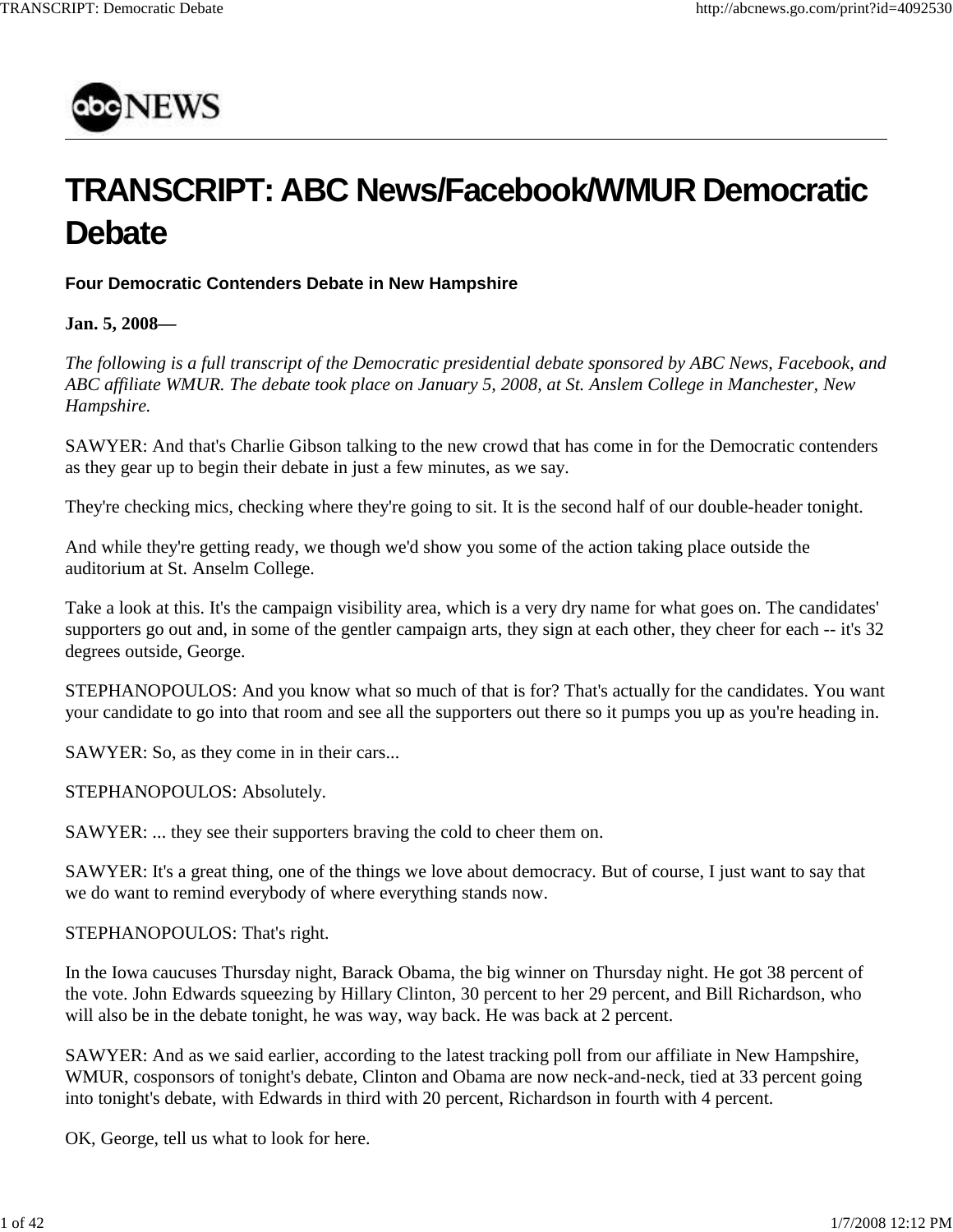# TRANSCRIPT: ABC News/Facebook/WMUR Democratic Debate

### Four Democratic Contenders Debate in New Hampshire

**Jan. 5, 2008—**

*The following is a full transcript of the Democratic presidential debate sponsored by ABC News, Facebook, and ABC affiliate WMUR. The debate took place on January 5, 2008, at St. Anslem College in Manchester, New Hampshire.*

SAWYER: And that's Charlie Gibson talking to the new crowd that has come in for the Democratic contenders as they gear up to begin their debate in just a few minutes, as we say.

They're checking mics, checking where they're going to sit. It is the second half of our double-header tonight.

And while they're getting ready, we though we'd show you some of the action taking place outside the auditorium at St. Anselm College.

Take a look at this. It's the campaign visibility area, which is a very dry name for what goes on. The candidates' supporters go out and, in some of the gentler campaign arts, they sign at each other, they cheer for each -- it's 32 degrees outside, George.

STEPHANOPOULOS: And you know what so much of that is for? That's actually for the candidates. You want your candidate to go into that room and see all the supporters out there so it pumps you up as you're heading in.

SAWYER: So, as they come in in their cars...

STEPHANOPOULOS: Absolutely.

SAWYER: ... they see their supporters braving the cold to cheer them on.

SAWYER: It's a great thing, one of the things we love about democracy. But of course, I just want to say that we do want to remind everybody of where everything stands now.

STEPHANOPOULOS: That's right.

In the Iowa caucuses Thursday night, Barack Obama, the big winner on Thursday night. He got 38 percent of the vote. John Edwards squeezing by Hillary Clinton, 30 percent to her 29 percent, and Bill Richardson, who will also be in the debate tonight, he was way, way back. He was back at 2 percent.

SAWYER: And as we said earlier, according to the latest tracking poll from our affiliate in New Hampshire, WMUR, cosponsors of tonight's debate, Clinton and Obama are now neck-and-neck, tied at 33 percent going into tonight's debate, with Edwards in third with 20 percent, Richardson in fourth with 4 percent.

OK, George, tell us what to look for here.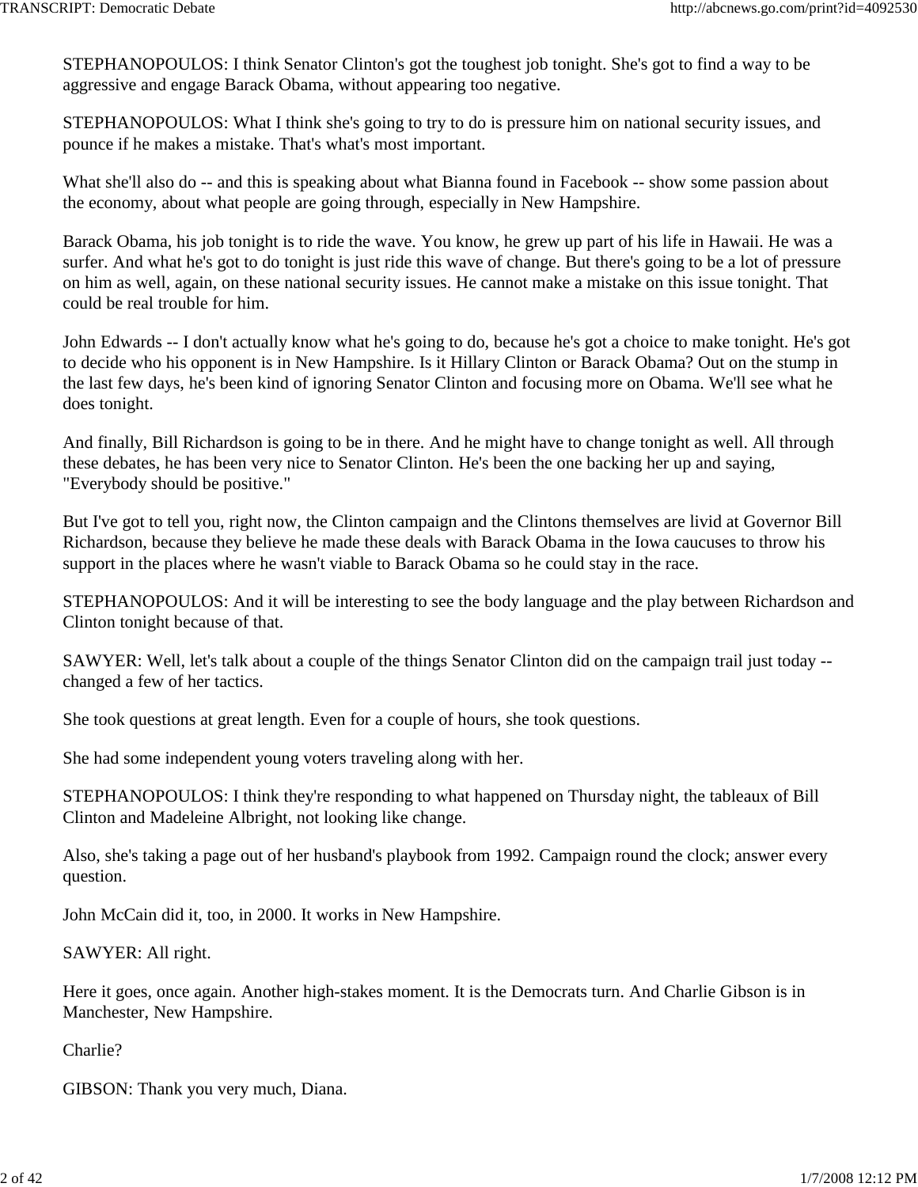STEPHANOPOULOS: I think Senator Clinton's got the toughest job tonight. She's got to find a way to be aggressive and engage Barack Obama, without appearing too negative.

STEPHANOPOULOS: What I think she's going to try to do is pressure him on national security issues, and pounce if he makes a mistake. That's what's most important.

What she'll also do -- and this is speaking about what Bianna found in Facebook -- show some passion about the economy, about what people are going through, especially in New Hampshire.

Barack Obama, his job tonight is to ride the wave. You know, he grew up part of his life in Hawaii. He was a surfer. And what he's got to do tonight is just ride this wave of change. But there's going to be a lot of pressure on him as well, again, on these national security issues. He cannot make a mistake on this issue tonight. That could be real trouble for him.

John Edwards -- I don't actually know what he's going to do, because he's got a choice to make tonight. He's got to decide who his opponent is in New Hampshire. Is it Hillary Clinton or Barack Obama? Out on the stump in the last few days, he's been kind of ignoring Senator Clinton and focusing more on Obama. We'll see what he does tonight.

And finally, Bill Richardson is going to be in there. And he might have to change tonight as well. All through these debates, he has been very nice to Senator Clinton. He's been the one backing her up and saying, "Everybody should be positive."

But I've got to tell you, right now, the Clinton campaign and the Clintons themselves are livid at Governor Bill Richardson, because they believe he made these deals with Barack Obama in the Iowa caucuses to throw his support in the places where he wasn't viable to Barack Obama so he could stay in the race.

STEPHANOPOULOS: And it will be interesting to see the body language and the play between Richardson and Clinton tonight because of that.

SAWYER: Well, let's talk about a couple of the things Senator Clinton did on the campaign trail just today -- changed a few of her tactics.

She took questions at great length. Even for a couple of hours, she took questions.

She had some independent young voters traveling along with her.

STEPHANOPOULOS: I think they're responding to what happened on Thursday night, the tableaux of Bill Clinton and Madeleine Albright, not looking like change.

Also, she's taking a page out of her husband's playbook from 1992. Campaign round the clock; answer every question.

John McCain did it, too, in 2000. It works in New Hampshire.

SAWYER: All right.

Here it goes, once again. Another high-stakes moment. It is the Democrats turn. And Charlie Gibson is in Manchester, New Hampshire.

Charlie?

GIBSON: Thank you very much, Diana.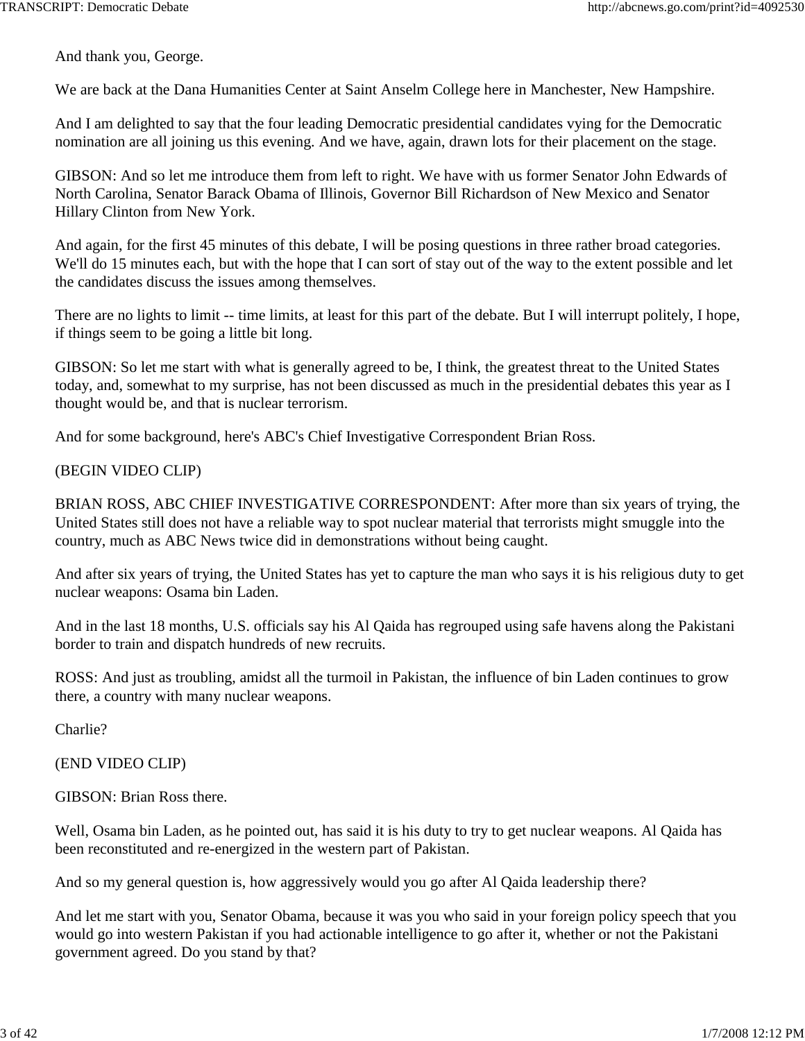And thank you, George.

We are back at the Dana Humanities Center at Saint Anselm College here in Manchester, New Hampshire.

And I am delighted to say that the four leading Democratic presidential candidates vying for the Democratic nomination are all joining us this evening. And we have, again, drawn lots for their placement on the stage.

GIBSON: And so let me introduce them from left to right. We have with us former Senator John Edwards of North Carolina, Senator Barack Obama of Illinois, Governor Bill Richardson of New Mexico and Senator Hillary Clinton from New York.

And again, for the first 45 minutes of this debate, I will be posing questions in three rather broad categories. We'll do 15 minutes each, but with the hope that I can sort of stay out of the way to the extent possible and let the candidates discuss the issues among themselves.

There are no lights to limit -- time limits, at least for this part of the debate. But I will interrupt politely, I hope, if things seem to be going a little bit long.

GIBSON: So let me start with what is generally agreed to be, I think, the greatest threat to the United States today, and, somewhat to my surprise, has not been discussed as much in the presidential debates this year as I thought would be, and that is nuclear terrorism.

And for some background, here's ABC's Chief Investigative Correspondent Brian Ross.

(BEGIN VIDEO CLIP)

BRIAN ROSS, ABC CHIEF INVESTIGATIVE CORRESPONDENT: After more than six years of trying, the United States still does not have a reliable way to spot nuclear material that terrorists might smuggle into the country, much as ABC News twice did in demonstrations without being caught.

And after six years of trying, the United States has yet to capture the man who says it is his religious duty to get nuclear weapons: Osama bin Laden.

And in the last 18 months, U.S. officials say his Al Qaida has regrouped using safe havens along the Pakistani border to train and dispatch hundreds of new recruits.

ROSS: And just as troubling, amidst all the turmoil in Pakistan, the influence of bin Laden continues to grow there, a country with many nuclear weapons.

Charlie?

(END VIDEO CLIP)

GIBSON: Brian Ross there.

Well, Osama bin Laden, as he pointed out, has said it is his duty to try to get nuclear weapons. Al Qaida has been reconstituted and re-energized in the western part of Pakistan.

And so my general question is, how aggressively would you go after Al Qaida leadership there?

And let me start with you, Senator Obama, because it was you who said in your foreign policy speech that you would go into western Pakistan if you had actionable intelligence to go after it, whether or not the Pakistani government agreed. Do you stand by that?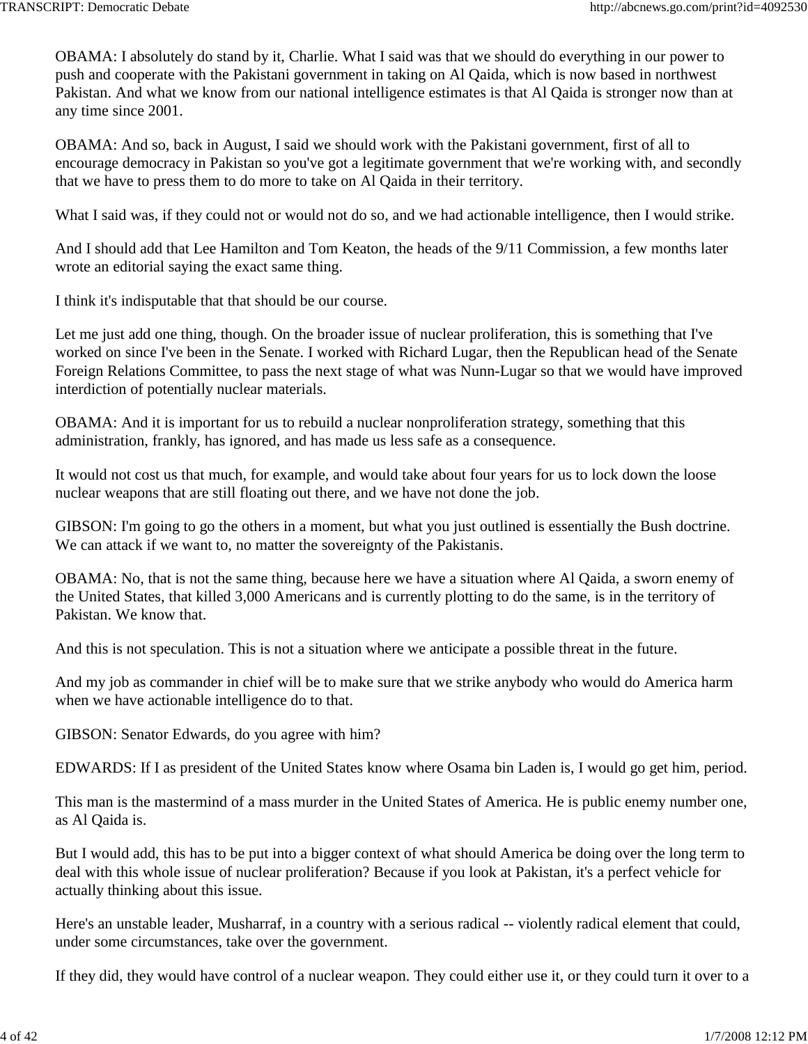OBAMA: I absolutely do stand by it, Charlie. What I said was that we should do everything in our power to push and cooperate with the Pakistani government in taking on Al Qaida, which is now based in northwest Pakistan. And what we know from our national intelligence estimates is that Al Qaida is stronger now than at any time since 2001.

OBAMA: And so, back in August, I said we should work with the Pakistani government, first of all to encourage democracy in Pakistan so you've got a legitimate government that we're working with, and secondly that we have to press them to do more to take on Al Qaida in their territory.

What I said was, if they could not or would not do so, and we had actionable intelligence, then I would strike.

And I should add that Lee Hamilton and Tom Keaton, the heads of the 9/11 Commission, a few months later wrote an editorial saying the exact same thing.

I think it's indisputable that that should be our course.

Let me just add one thing, though. On the broader issue of nuclear proliferation, this is something that I've worked on since I've been in the Senate. I worked with Richard Lugar, then the Republican head of the Senate Foreign Relations Committee, to pass the next stage of what was Nunn-Lugar so that we would have improved interdiction of potentially nuclear materials.

OBAMA: And it is important for us to rebuild a nuclear nonproliferation strategy, something that this administration, frankly, has ignored, and has made us less safe as a consequence.

It would not cost us that much, for example, and would take about four years for us to lock down the loose nuclear weapons that are still floating out there, and we have not done the job.

GIBSON: I'm going to go the others in a moment, but what you just outlined is essentially the Bush doctrine. We can attack if we want to, no matter the sovereignty of the Pakistanis.

OBAMA: No, that is not the same thing, because here we have a situation where Al Qaida, a sworn enemy of the United States, that killed 3,000 Americans and is currently plotting to do the same, is in the territory of Pakistan. We know that.

And this is not speculation. This is not a situation where we anticipate a possible threat in the future.

And my job as commander in chief will be to make sure that we strike anybody who would do America harm when we have actionable intelligence do to that.

GIBSON: Senator Edwards, do you agree with him?

EDWARDS: If I as president of the United States know where Osama bin Laden is, I would go get him, period.

This man is the mastermind of a mass murder in the United States of America. He is public enemy number one, as Al Qaida is.

But I would add, this has to be put into a bigger context of what should America be doing over the long term to deal with this whole issue of nuclear proliferation? Because if you look at Pakistan, it's a perfect vehicle for actually thinking about this issue.

Here's an unstable leader, Musharraf, in a country with a serious radical -- violently radical element that could, under some circumstances, take over the government.

If they did, they would have control of a nuclear weapon. They could either use it, or they could turn it over to a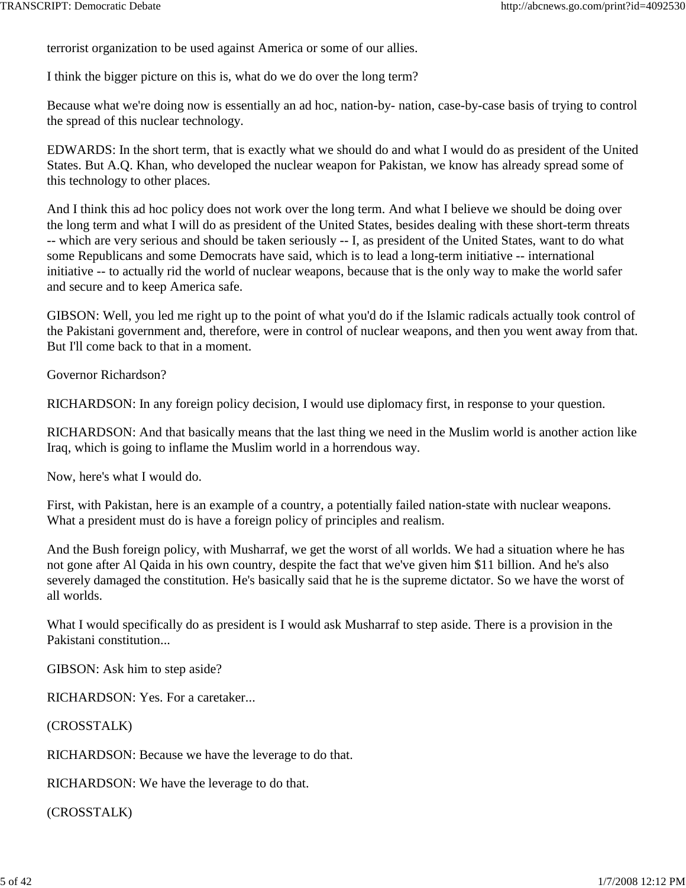terrorist organization to be used against America or some of our allies.

I think the bigger picture on this is, what do we do over the long term?

Because what we're doing now is essentially an ad hoc, nation-by- nation, case-by-case basis of trying to control the spread of this nuclear technology.

EDWARDS: In the short term, that is exactly what we should do and what I would do as president of the United States. But A.Q. Khan, who developed the nuclear weapon for Pakistan, we know has already spread some of this technology to other places.

And I think this ad hoc policy does not work over the long term. And what I believe we should be doing over the long term and what I will do as president of the United States, besides dealing with these short-term threats -- which are very serious and should be taken seriously -- I, as president of the United States, want to do what some Republicans and some Democrats have said, which is to lead a long-term initiative -- international initiative -- to actually rid the world of nuclear weapons, because that is the only way to make the world safer and secure and to keep America safe.

GIBSON: Well, you led me right up to the point of what you'd do if the Islamic radicals actually took control of the Pakistani government and, therefore, were in control of nuclear weapons, and then you went away from that. But I'll come back to that in a moment.

Governor Richardson?

RICHARDSON: In any foreign policy decision, I would use diplomacy first, in response to your question.

RICHARDSON: And that basically means that the last thing we need in the Muslim world is another action like Iraq, which is going to inflame the Muslim world in a horrendous way.

Now, here's what I would do.

First, with Pakistan, here is an example of a country, a potentially failed nation-state with nuclear weapons. What a president must do is have a foreign policy of principles and realism.

And the Bush foreign policy, with Musharraf, we get the worst of all worlds. We had a situation where he has not gone after Al Qaida in his own country, despite the fact that we've given him $11 billion. And he's also severely damaged the constitution. He's basically said that he is the supreme dictator. So we have the worst of all worlds.

What I would specifically do as president is I would ask Musharraf to step aside. There is a provision in the Pakistani constitution...

GIBSON: Ask him to step aside?

RICHARDSON: Yes. For a caretaker...

(CROSSTALK)

RICHARDSON: Because we have the leverage to do that.

RICHARDSON: We have the leverage to do that.

(CROSSTALK)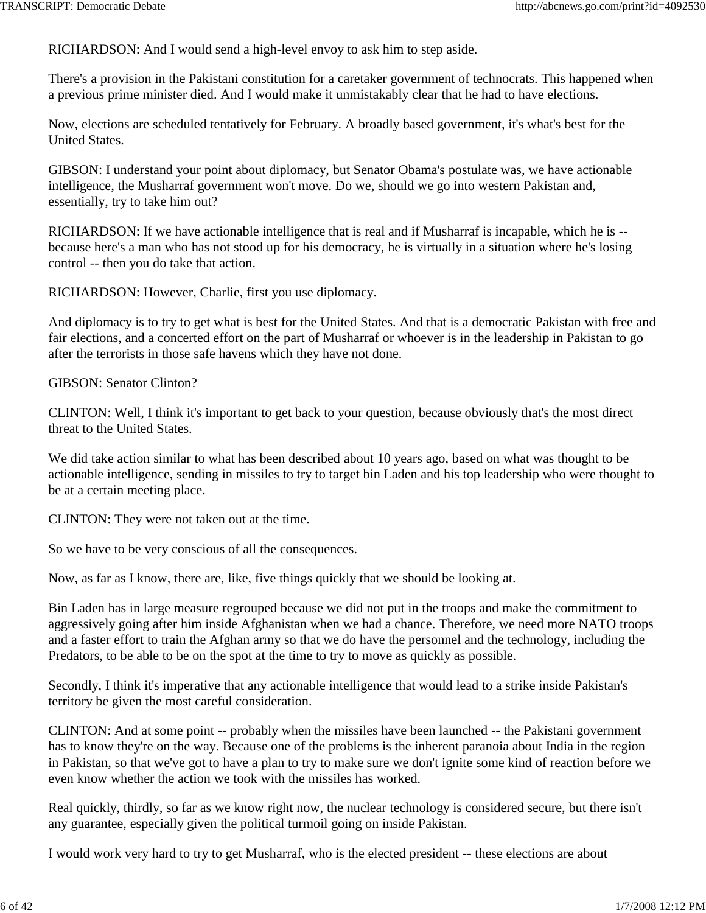RICHARDSON: And I would send a high-level envoy to ask him to step aside.

There's a provision in the Pakistani constitution for a caretaker government of technocrats. This happened when a previous prime minister died. And I would make it unmistakably clear that he had to have elections.

Now, elections are scheduled tentatively for February. A broadly based government, it's what's best for the United States.

GIBSON: I understand your point about diplomacy, but Senator Obama's postulate was, we have actionable intelligence, the Musharraf government won't move. Do we, should we go into western Pakistan and, essentially, try to take him out?

RICHARDSON: If we have actionable intelligence that is real and if Musharraf is incapable, which he is -- because here's a man who has not stood up for his democracy, he is virtually in a situation where he's losing control -- then you do take that action.

RICHARDSON: However, Charlie, first you use diplomacy.

And diplomacy is to try to get what is best for the United States. And that is a democratic Pakistan with free and fair elections, and a concerted effort on the part of Musharraf or whoever is in the leadership in Pakistan to go after the terrorists in those safe havens which they have not done.

GIBSON: Senator Clinton?

CLINTON: Well, I think it's important to get back to your question, because obviously that's the most direct threat to the United States.

We did take action similar to what has been described about 10 years ago, based on what was thought to be actionable intelligence, sending in missiles to try to target bin Laden and his top leadership who were thought to be at a certain meeting place.

CLINTON: They were not taken out at the time.

So we have to be very conscious of all the consequences.

Now, as far as I know, there are, like, five things quickly that we should be looking at.

Bin Laden has in large measure regrouped because we did not put in the troops and make the commitment to aggressively going after him inside Afghanistan when we had a chance. Therefore, we need more NATO troops and a faster effort to train the Afghan army so that we do have the personnel and the technology, including the Predators, to be able to be on the spot at the time to try to move as quickly as possible.

Secondly, I think it's imperative that any actionable intelligence that would lead to a strike inside Pakistan's territory be given the most careful consideration.

CLINTON: And at some point -- probably when the missiles have been launched -- the Pakistani government has to know they're on the way. Because one of the problems is the inherent paranoia about India in the region in Pakistan, so that we've got to have a plan to try to make sure we don't ignite some kind of reaction before we even know whether the action we took with the missiles has worked.

Real quickly, thirdly, so far as we know right now, the nuclear technology is considered secure, but there isn't any guarantee, especially given the political turmoil going on inside Pakistan.

I would work very hard to try to get Musharraf, who is the elected president -- these elections are about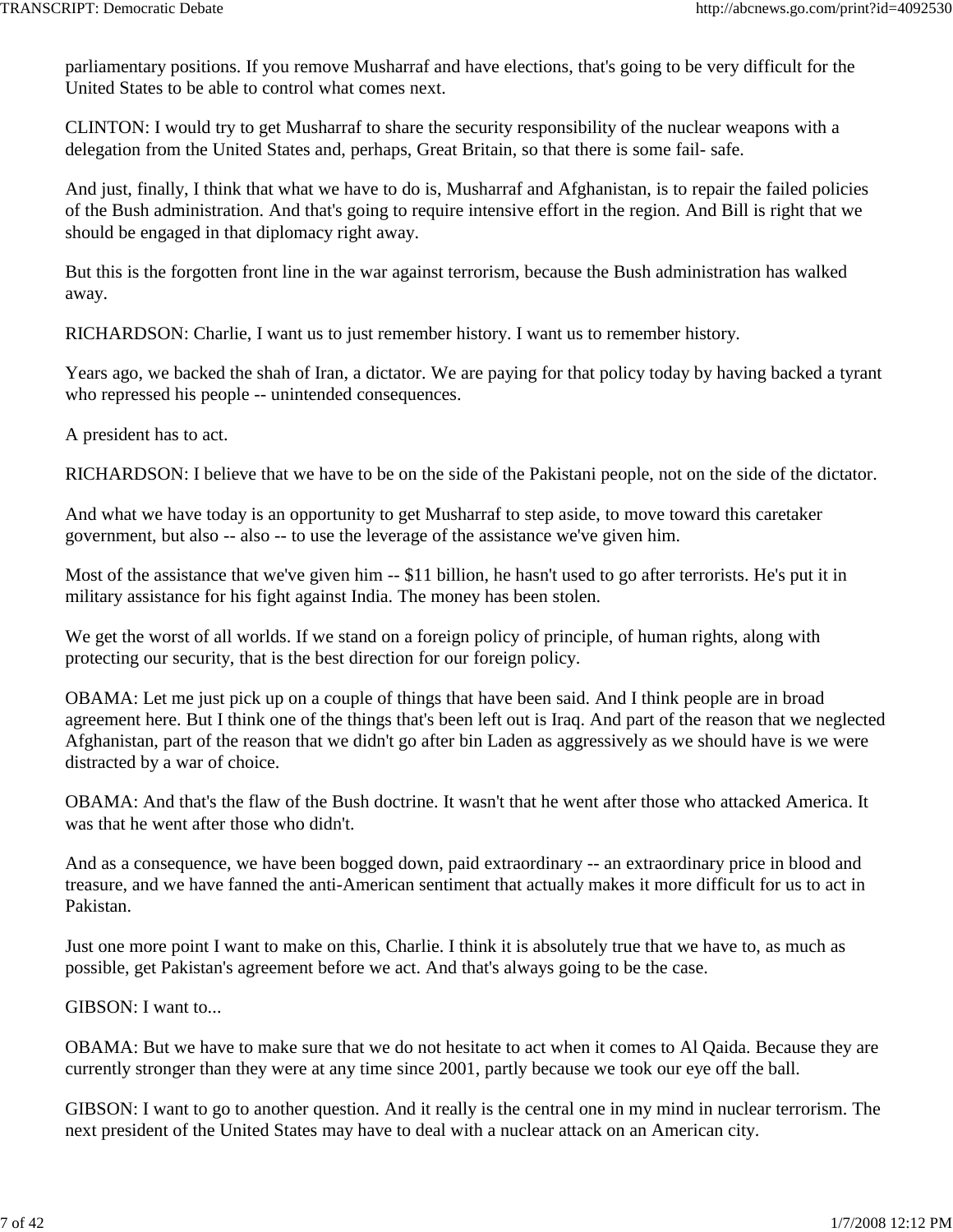parliamentary positions. If you remove Musharraf and have elections, that's going to be very difficult for the United States to be able to control what comes next.

CLINTON: I would try to get Musharraf to share the security responsibility of the nuclear weapons with a delegation from the United States and, perhaps, Great Britain, so that there is some fail- safe.

And just, finally, I think that what we have to do is, Musharraf and Afghanistan, is to repair the failed policies of the Bush administration. And that's going to require intensive effort in the region. And Bill is right that we should be engaged in that diplomacy right away.

But this is the forgotten front line in the war against terrorism, because the Bush administration has walked away.

RICHARDSON: Charlie, I want us to just remember history. I want us to remember history.

Years ago, we backed the shah of Iran, a dictator. We are paying for that policy today by having backed a tyrant who repressed his people -- unintended consequences.

A president has to act.

RICHARDSON: I believe that we have to be on the side of the Pakistani people, not on the side of the dictator.

And what we have today is an opportunity to get Musharraf to step aside, to move toward this caretaker government, but also -- also -- to use the leverage of the assistance we've given him.

Most of the assistance that we've given him -- $11 billion, he hasn't used to go after terrorists. He's put it in military assistance for his fight against India. The money has been stolen.

We get the worst of all worlds. If we stand on a foreign policy of principle, of human rights, along with protecting our security, that is the best direction for our foreign policy.

OBAMA: Let me just pick up on a couple of things that have been said. And I think people are in broad agreement here. But I think one of the things that's been left out is Iraq. And part of the reason that we neglected Afghanistan, part of the reason that we didn't go after bin Laden as aggressively as we should have is we were distracted by a war of choice.

OBAMA: And that's the flaw of the Bush doctrine. It wasn't that he went after those who attacked America. It was that he went after those who didn't.

And as a consequence, we have been bogged down, paid extraordinary -- an extraordinary price in blood and treasure, and we have fanned the anti-American sentiment that actually makes it more difficult for us to act in Pakistan.

Just one more point I want to make on this, Charlie. I think it is absolutely true that we have to, as much as possible, get Pakistan's agreement before we act. And that's always going to be the case.

GIBSON: I want to...

OBAMA: But we have to make sure that we do not hesitate to act when it comes to Al Qaida. Because they are currently stronger than they were at any time since 2001, partly because we took our eye off the ball.

GIBSON: I want to go to another question. And it really is the central one in my mind in nuclear terrorism. The next president of the United States may have to deal with a nuclear attack on an American city.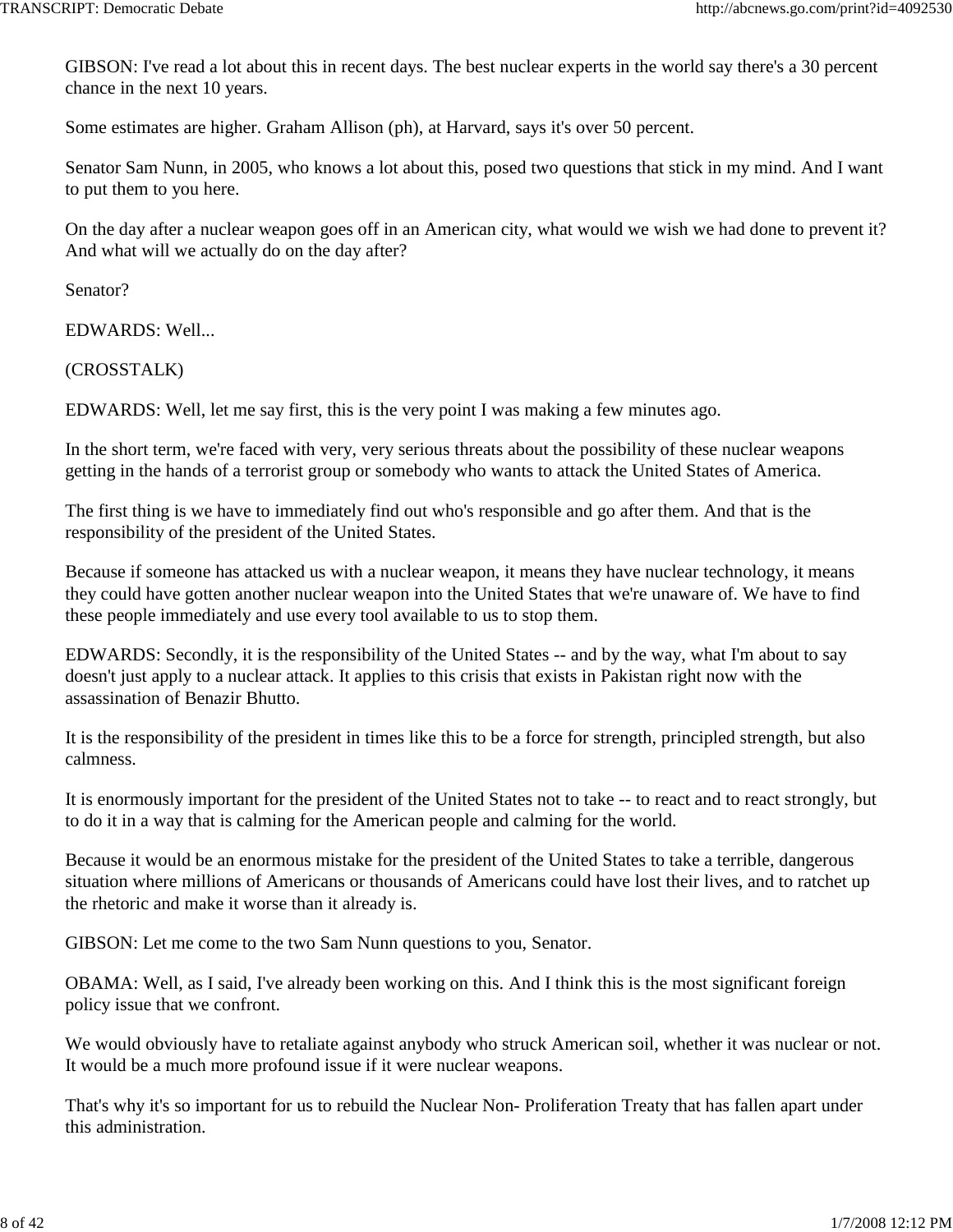GIBSON: I've read a lot about this in recent days. The best nuclear experts in the world say there's a 30 percent chance in the next 10 years.

Some estimates are higher. Graham Allison (ph), at Harvard, says it's over 50 percent.

Senator Sam Nunn, in 2005, who knows a lot about this, posed two questions that stick in my mind. And I want to put them to you here.

On the day after a nuclear weapon goes off in an American city, what would we wish we had done to prevent it? And what will we actually do on the day after?

Senator?

EDWARDS: Well...

(CROSSTALK)

EDWARDS: Well, let me say first, this is the very point I was making a few minutes ago.

In the short term, we're faced with very, very serious threats about the possibility of these nuclear weapons getting in the hands of a terrorist group or somebody who wants to attack the United States of America.

The first thing is we have to immediately find out who's responsible and go after them. And that is the responsibility of the president of the United States.

Because if someone has attacked us with a nuclear weapon, it means they have nuclear technology, it means they could have gotten another nuclear weapon into the United States that we're unaware of. We have to find these people immediately and use every tool available to us to stop them.

EDWARDS: Secondly, it is the responsibility of the United States -- and by the way, what I'm about to say doesn't just apply to a nuclear attack. It applies to this crisis that exists in Pakistan right now with the assassination of Benazir Bhutto.

It is the responsibility of the president in times like this to be a force for strength, principled strength, but also calmness.

It is enormously important for the president of the United States not to take -- to react and to react strongly, but to do it in a way that is calming for the American people and calming for the world.

Because it would be an enormous mistake for the president of the United States to take a terrible, dangerous situation where millions of Americans or thousands of Americans could have lost their lives, and to ratchet up the rhetoric and make it worse than it already is.

GIBSON: Let me come to the two Sam Nunn questions to you, Senator.

OBAMA: Well, as I said, I've already been working on this. And I think this is the most significant foreign policy issue that we confront.

We would obviously have to retaliate against anybody who struck American soil, whether it was nuclear or not. It would be a much more profound issue if it were nuclear weapons.

That's why it's so important for us to rebuild the Nuclear Non- Proliferation Treaty that has fallen apart under this administration.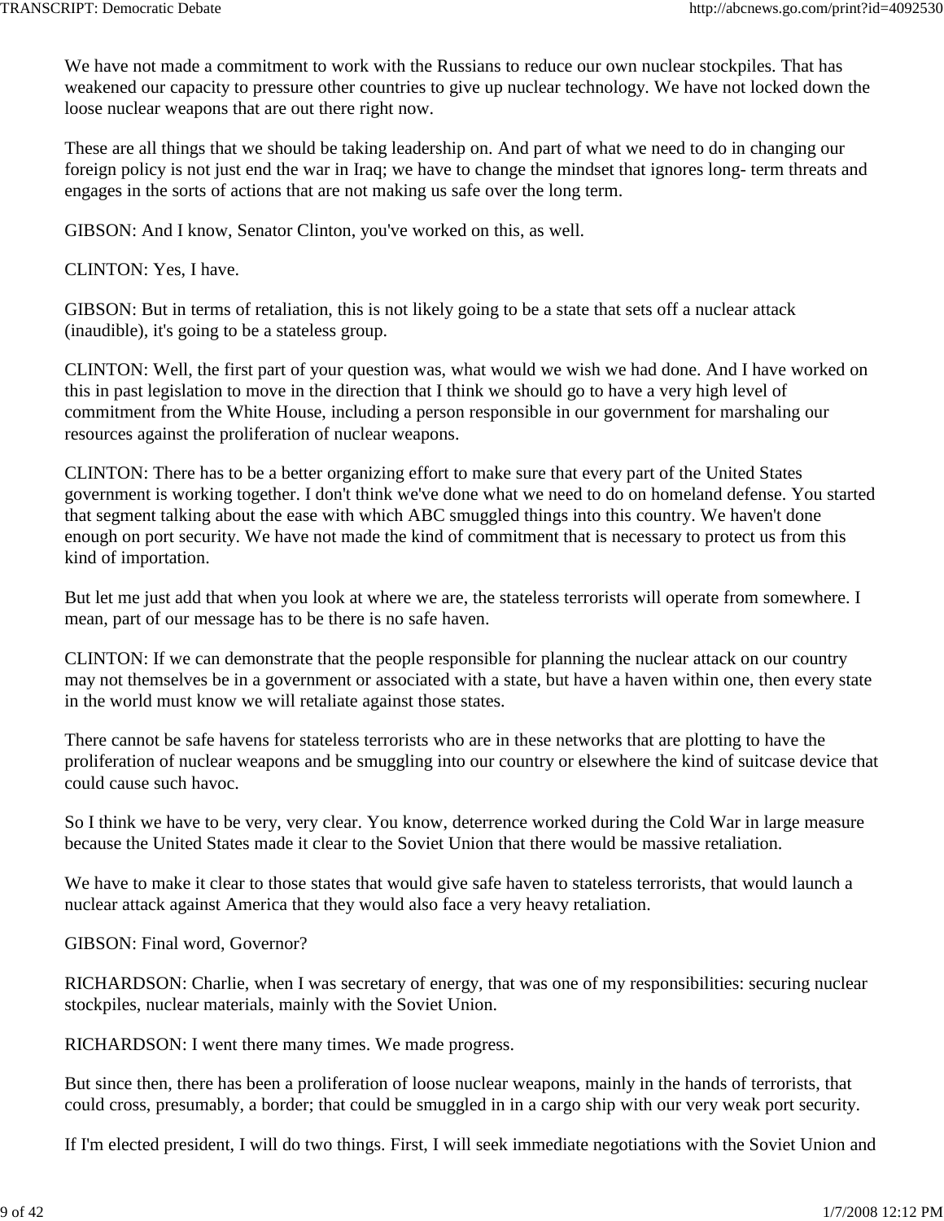We have not made a commitment to work with the Russians to reduce our own nuclear stockpiles. That has weakened our capacity to pressure other countries to give up nuclear technology. We have not locked down the loose nuclear weapons that are out there right now.

These are all things that we should be taking leadership on. And part of what we need to do in changing our foreign policy is not just end the war in Iraq; we have to change the mindset that ignores long- term threats and engages in the sorts of actions that are not making us safe over the long term.

GIBSON: And I know, Senator Clinton, you've worked on this, as well.

CLINTON: Yes, I have.

GIBSON: But in terms of retaliation, this is not likely going to be a state that sets off a nuclear attack (inaudible), it's going to be a stateless group.

CLINTON: Well, the first part of your question was, what would we wish we had done. And I have worked on this in past legislation to move in the direction that I think we should go to have a very high level of commitment from the White House, including a person responsible in our government for marshaling our resources against the proliferation of nuclear weapons.

CLINTON: There has to be a better organizing effort to make sure that every part of the United States government is working together. I don't think we've done what we need to do on homeland defense. You started that segment talking about the ease with which ABC smuggled things into this country. We haven't done enough on port security. We have not made the kind of commitment that is necessary to protect us from this kind of importation.

But let me just add that when you look at where we are, the stateless terrorists will operate from somewhere. I mean, part of our message has to be there is no safe haven.

CLINTON: If we can demonstrate that the people responsible for planning the nuclear attack on our country may not themselves be in a government or associated with a state, but have a haven within one, then every state in the world must know we will retaliate against those states.

There cannot be safe havens for stateless terrorists who are in these networks that are plotting to have the proliferation of nuclear weapons and be smuggling into our country or elsewhere the kind of suitcase device that could cause such havoc.

So I think we have to be very, very clear. You know, deterrence worked during the Cold War in large measure because the United States made it clear to the Soviet Union that there would be massive retaliation.

We have to make it clear to those states that would give safe haven to stateless terrorists, that would launch a nuclear attack against America that they would also face a very heavy retaliation.

GIBSON: Final word, Governor?

RICHARDSON: Charlie, when I was secretary of energy, that was one of my responsibilities: securing nuclear stockpiles, nuclear materials, mainly with the Soviet Union.

RICHARDSON: I went there many times. We made progress.

But since then, there has been a proliferation of loose nuclear weapons, mainly in the hands of terrorists, that could cross, presumably, a border; that could be smuggled in in a cargo ship with our very weak port security.

If I'm elected president, I will do two things. First, I will seek immediate negotiations with the Soviet Union and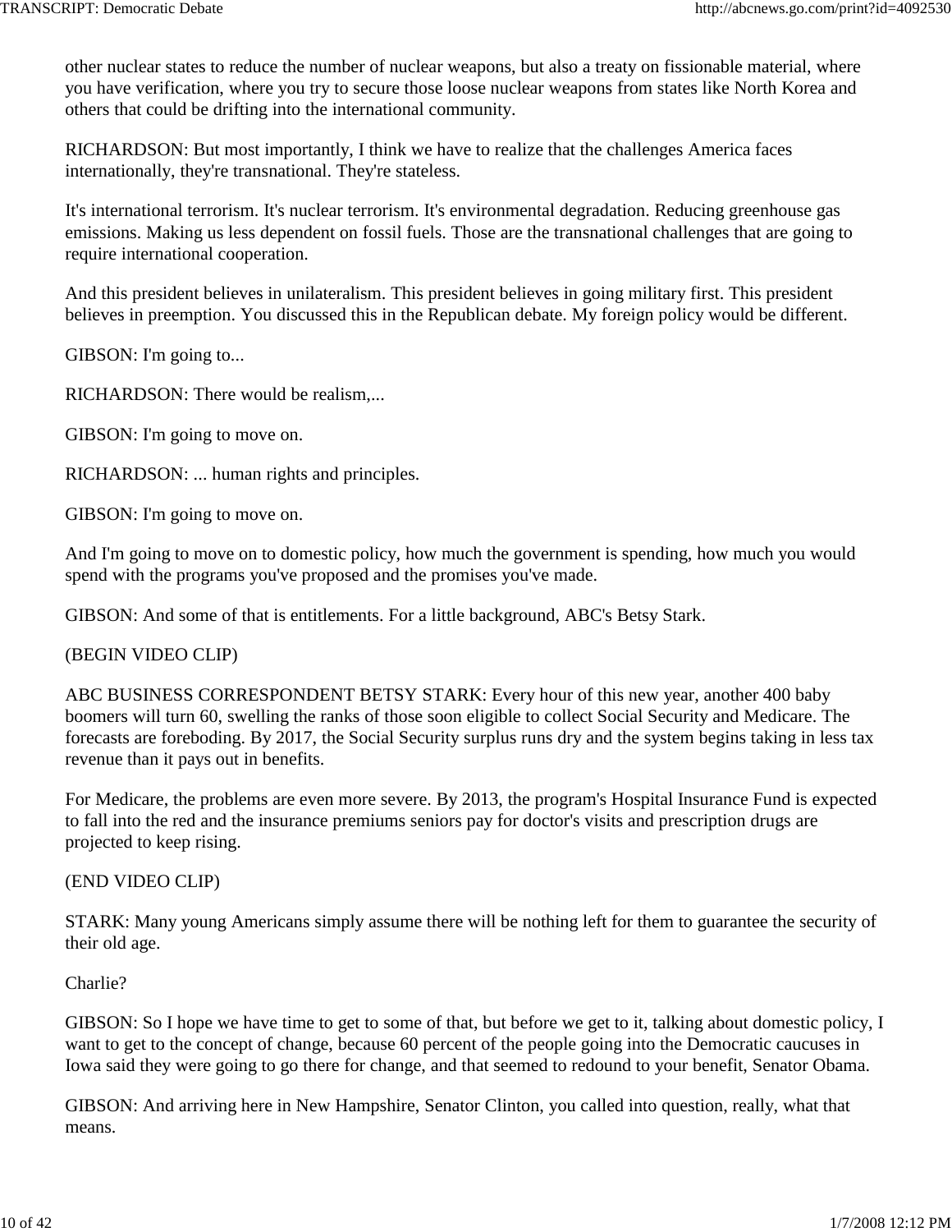other nuclear states to reduce the number of nuclear weapons, but also a treaty on fissionable material, where you have verification, where you try to secure those loose nuclear weapons from states like North Korea and others that could be drifting into the international community.

RICHARDSON: But most importantly, I think we have to realize that the challenges America faces internationally, they're transnational. They're stateless.

It's international terrorism. It's nuclear terrorism. It's environmental degradation. Reducing greenhouse gas emissions. Making us less dependent on fossil fuels. Those are the transnational challenges that are going to require international cooperation.

And this president believes in unilateralism. This president believes in going military first. This president believes in preemption. You discussed this in the Republican debate. My foreign policy would be different.

GIBSON: I'm going to...

RICHARDSON: There would be realism,...

GIBSON: I'm going to move on.

RICHARDSON: ... human rights and principles.

GIBSON: I'm going to move on.

And I'm going to move on to domestic policy, how much the government is spending, how much you would spend with the programs you've proposed and the promises you've made.

GIBSON: And some of that is entitlements. For a little background, ABC's Betsy Stark.

(BEGIN VIDEO CLIP)

ABC BUSINESS CORRESPONDENT BETSY STARK: Every hour of this new year, another 400 baby boomers will turn 60, swelling the ranks of those soon eligible to collect Social Security and Medicare. The forecasts are foreboding. By 2017, the Social Security surplus runs dry and the system begins taking in less tax revenue than it pays out in benefits.

For Medicare, the problems are even more severe. By 2013, the program's Hospital Insurance Fund is expected to fall into the red and the insurance premiums seniors pay for doctor's visits and prescription drugs are projected to keep rising.

(END VIDEO CLIP)

STARK: Many young Americans simply assume there will be nothing left for them to guarantee the security of their old age.

Charlie?

GIBSON: So I hope we have time to get to some of that, but before we get to it, talking about domestic policy, I want to get to the concept of change, because 60 percent of the people going into the Democratic caucuses in Iowa said they were going to go there for change, and that seemed to redound to your benefit, Senator Obama.

GIBSON: And arriving here in New Hampshire, Senator Clinton, you called into question, really, what that means.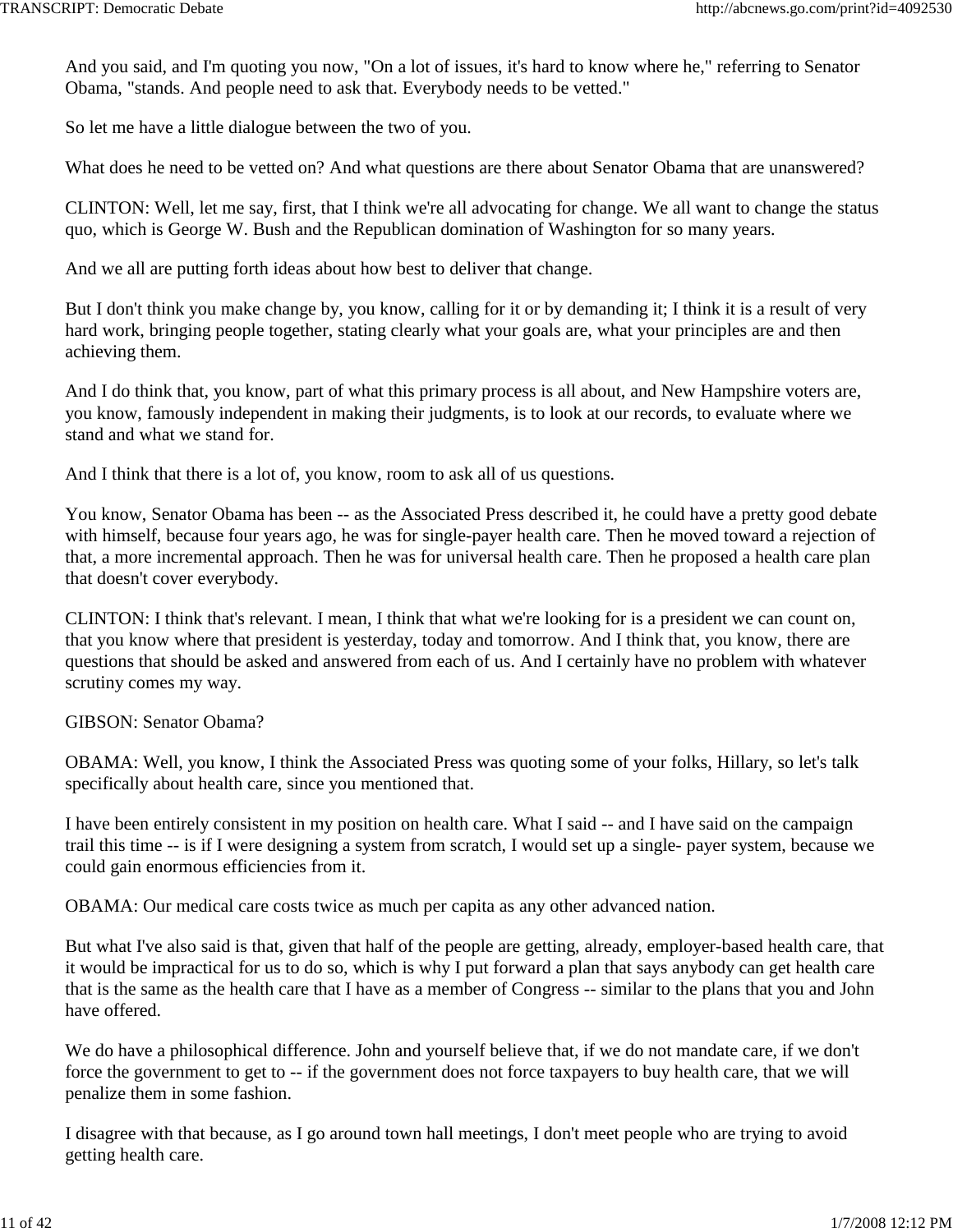And you said, and I'm quoting you now, "On a lot of issues, it's hard to know where he," referring to Senator Obama, "stands. And people need to ask that. Everybody needs to be vetted."

So let me have a little dialogue between the two of you.

What does he need to be vetted on? And what questions are there about Senator Obama that are unanswered?

CLINTON: Well, let me say, first, that I think we're all advocating for change. We all want to change the status quo, which is George W. Bush and the Republican domination of Washington for so many years.

And we all are putting forth ideas about how best to deliver that change.

But I don't think you make change by, you know, calling for it or by demanding it; I think it is a result of very hard work, bringing people together, stating clearly what your goals are, what your principles are and then achieving them.

And I do think that, you know, part of what this primary process is all about, and New Hampshire voters are, you know, famously independent in making their judgments, is to look at our records, to evaluate where we stand and what we stand for.

And I think that there is a lot of, you know, room to ask all of us questions.

You know, Senator Obama has been -- as the Associated Press described it, he could have a pretty good debate with himself, because four years ago, he was for single-payer health care. Then he moved toward a rejection of that, a more incremental approach. Then he was for universal health care. Then he proposed a health care plan that doesn't cover everybody.

CLINTON: I think that's relevant. I mean, I think that what we're looking for is a president we can count on, that you know where that president is yesterday, today and tomorrow. And I think that, you know, there are questions that should be asked and answered from each of us. And I certainly have no problem with whatever scrutiny comes my way.

GIBSON: Senator Obama?

OBAMA: Well, you know, I think the Associated Press was quoting some of your folks, Hillary, so let's talk specifically about health care, since you mentioned that.

I have been entirely consistent in my position on health care. What I said -- and I have said on the campaign trail this time -- is if I were designing a system from scratch, I would set up a single- payer system, because we could gain enormous efficiencies from it.

OBAMA: Our medical care costs twice as much per capita as any other advanced nation.

But what I've also said is that, given that half of the people are getting, already, employer-based health care, that it would be impractical for us to do so, which is why I put forward a plan that says anybody can get health care that is the same as the health care that I have as a member of Congress -- similar to the plans that you and John have offered.

We do have a philosophical difference. John and yourself believe that, if we do not mandate care, if we don't force the government to get to -- if the government does not force taxpayers to buy health care, that we will penalize them in some fashion.

I disagree with that because, as I go around town hall meetings, I don't meet people who are trying to avoid getting health care.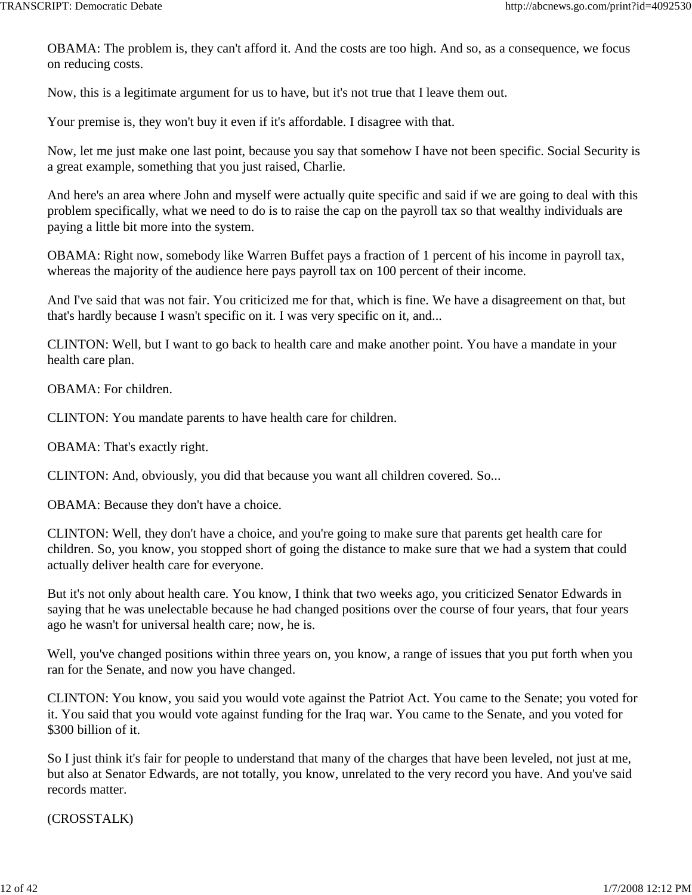OBAMA: The problem is, they can't afford it. And the costs are too high. And so, as a consequence, we focus on reducing costs.

Now, this is a legitimate argument for us to have, but it's not true that I leave them out.

Your premise is, they won't buy it even if it's affordable. I disagree with that.

Now, let me just make one last point, because you say that somehow I have not been specific. Social Security is a great example, something that you just raised, Charlie.

And here's an area where John and myself were actually quite specific and said if we are going to deal with this problem specifically, what we need to do is to raise the cap on the payroll tax so that wealthy individuals are paying a little bit more into the system.

OBAMA: Right now, somebody like Warren Buffet pays a fraction of 1 percent of his income in payroll tax, whereas the majority of the audience here pays payroll tax on 100 percent of their income.

And I've said that was not fair. You criticized me for that, which is fine. We have a disagreement on that, but that's hardly because I wasn't specific on it. I was very specific on it, and...

CLINTON: Well, but I want to go back to health care and make another point. You have a mandate in your health care plan.

OBAMA: For children.

CLINTON: You mandate parents to have health care for children.

OBAMA: That's exactly right.

CLINTON: And, obviously, you did that because you want all children covered. So...

OBAMA: Because they don't have a choice.

CLINTON: Well, they don't have a choice, and you're going to make sure that parents get health care for children. So, you know, you stopped short of going the distance to make sure that we had a system that could actually deliver health care for everyone.

But it's not only about health care. You know, I think that two weeks ago, you criticized Senator Edwards in saying that he was unelectable because he had changed positions over the course of four years, that four years ago he wasn't for universal health care; now, he is.

Well, you've changed positions within three years on, you know, a range of issues that you put forth when you ran for the Senate, and now you have changed.

CLINTON: You know, you said you would vote against the Patriot Act. You came to the Senate; you voted for it. You said that you would vote against funding for the Iraq war. You came to the Senate, and you voted for $300 billion of it.

So I just think it's fair for people to understand that many of the charges that have been leveled, not just at me, but also at Senator Edwards, are not totally, you know, unrelated to the very record you have. And you've said records matter.

(CROSSTALK)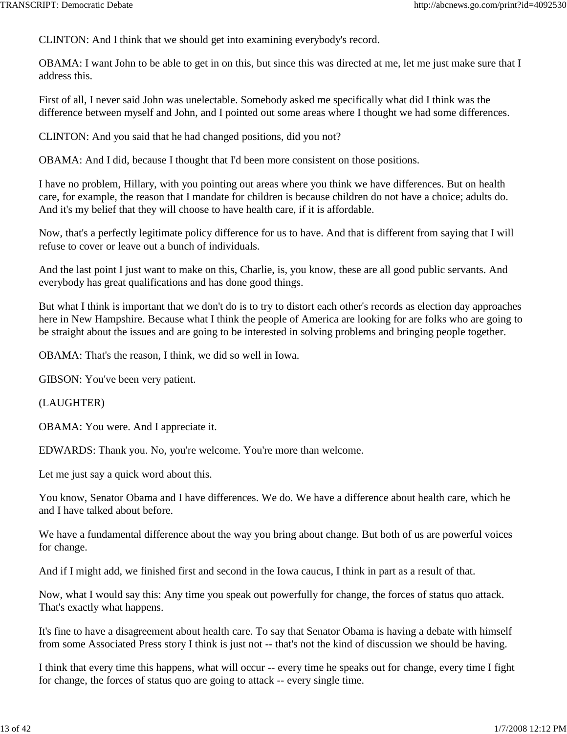CLINTON: And I think that we should get into examining everybody's record.

OBAMA: I want John to be able to get in on this, but since this was directed at me, let me just make sure that I address this.

First of all, I never said John was unelectable. Somebody asked me specifically what did I think was the difference between myself and John, and I pointed out some areas where I thought we had some differences.

CLINTON: And you said that he had changed positions, did you not?

OBAMA: And I did, because I thought that I'd been more consistent on those positions.

I have no problem, Hillary, with you pointing out areas where you think we have differences. But on health care, for example, the reason that I mandate for children is because children do not have a choice; adults do. And it's my belief that they will choose to have health care, if it is affordable.

Now, that's a perfectly legitimate policy difference for us to have. And that is different from saying that I will refuse to cover or leave out a bunch of individuals.

And the last point I just want to make on this, Charlie, is, you know, these are all good public servants. And everybody has great qualifications and has done good things.

But what I think is important that we don't do is to try to distort each other's records as election day approaches here in New Hampshire. Because what I think the people of America are looking for are folks who are going to be straight about the issues and are going to be interested in solving problems and bringing people together.

OBAMA: That's the reason, I think, we did so well in Iowa.

GIBSON: You've been very patient.

(LAUGHTER)

OBAMA: You were. And I appreciate it.

EDWARDS: Thank you. No, you're welcome. You're more than welcome.

Let me just say a quick word about this.

You know, Senator Obama and I have differences. We do. We have a difference about health care, which he and I have talked about before.

We have a fundamental difference about the way you bring about change. But both of us are powerful voices for change.

And if I might add, we finished first and second in the Iowa caucus, I think in part as a result of that.

Now, what I would say this: Any time you speak out powerfully for change, the forces of status quo attack. That's exactly what happens.

It's fine to have a disagreement about health care. To say that Senator Obama is having a debate with himself from some Associated Press story I think is just not -- that's not the kind of discussion we should be having.

I think that every time this happens, what will occur -- every time he speaks out for change, every time I fight for change, the forces of status quo are going to attack -- every single time.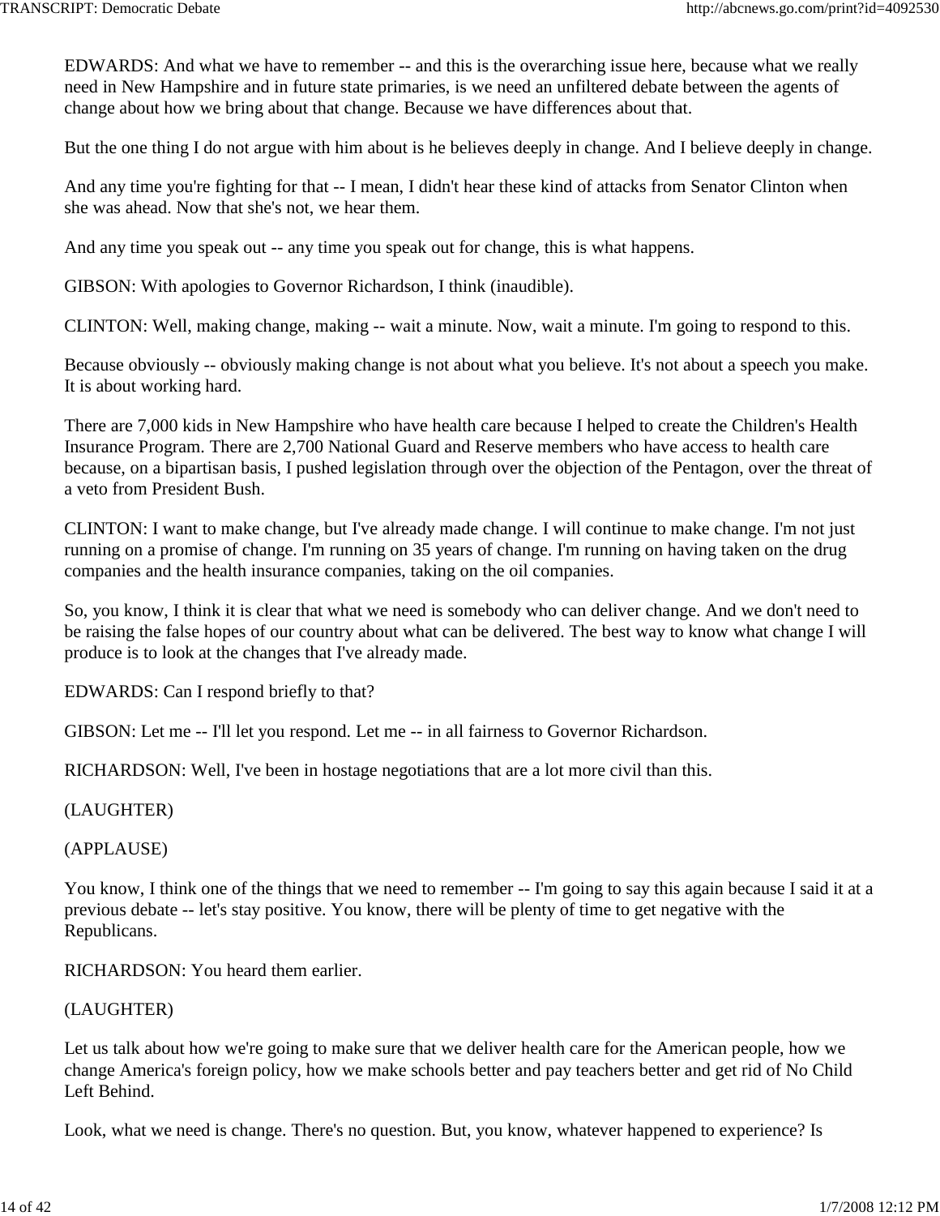EDWARDS: And what we have to remember -- and this is the overarching issue here, because what we really need in New Hampshire and in future state primaries, is we need an unfiltered debate between the agents of change about how we bring about that change. Because we have differences about that.

But the one thing I do not argue with him about is he believes deeply in change. And I believe deeply in change.

And any time you're fighting for that -- I mean, I didn't hear these kind of attacks from Senator Clinton when she was ahead. Now that she's not, we hear them.

And any time you speak out -- any time you speak out for change, this is what happens.

GIBSON: With apologies to Governor Richardson, I think (inaudible).

CLINTON: Well, making change, making -- wait a minute. Now, wait a minute. I'm going to respond to this.

Because obviously -- obviously making change is not about what you believe. It's not about a speech you make. It is about working hard.

There are 7,000 kids in New Hampshire who have health care because I helped to create the Children's Health Insurance Program. There are 2,700 National Guard and Reserve members who have access to health care because, on a bipartisan basis, I pushed legislation through over the objection of the Pentagon, over the threat of a veto from President Bush.

CLINTON: I want to make change, but I've already made change. I will continue to make change. I'm not just running on a promise of change. I'm running on 35 years of change. I'm running on having taken on the drug companies and the health insurance companies, taking on the oil companies.

So, you know, I think it is clear that what we need is somebody who can deliver change. And we don't need to be raising the false hopes of our country about what can be delivered. The best way to know what change I will produce is to look at the changes that I've already made.

EDWARDS: Can I respond briefly to that?

GIBSON: Let me -- I'll let you respond. Let me -- in all fairness to Governor Richardson.

RICHARDSON: Well, I've been in hostage negotiations that are a lot more civil than this.

(LAUGHTER)

(APPLAUSE)

You know, I think one of the things that we need to remember -- I'm going to say this again because I said it at a previous debate -- let's stay positive. You know, there will be plenty of time to get negative with the Republicans.

RICHARDSON: You heard them earlier.

(LAUGHTER)

Let us talk about how we're going to make sure that we deliver health care for the American people, how we change America's foreign policy, how we make schools better and pay teachers better and get rid of No Child Left Behind.

Look, what we need is change. There's no question. But, you know, whatever happened to experience? Is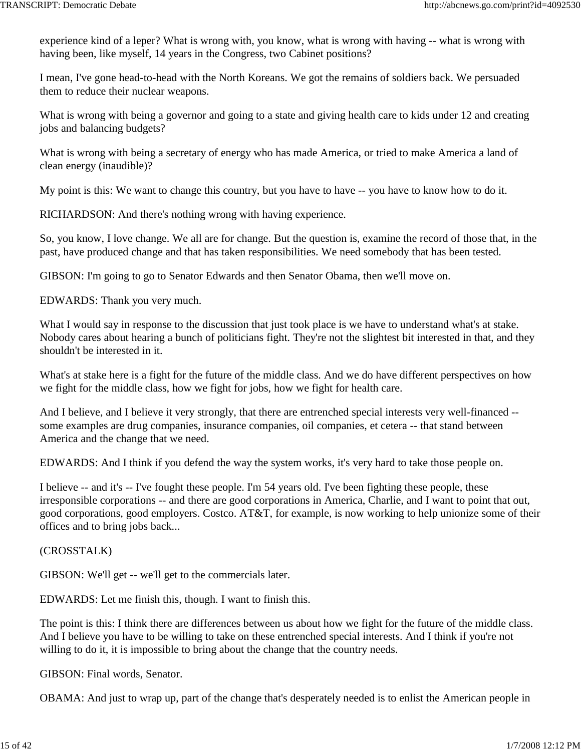experience kind of a leper? What is wrong with, you know, what is wrong with having -- what is wrong with having been, like myself, 14 years in the Congress, two Cabinet positions?

I mean, I've gone head-to-head with the North Koreans. We got the remains of soldiers back. We persuaded them to reduce their nuclear weapons.

What is wrong with being a governor and going to a state and giving health care to kids under 12 and creating jobs and balancing budgets?

What is wrong with being a secretary of energy who has made America, or tried to make America a land of clean energy (inaudible)?

My point is this: We want to change this country, but you have to have -- you have to know how to do it.

RICHARDSON: And there's nothing wrong with having experience.

So, you know, I love change. We all are for change. But the question is, examine the record of those that, in the past, have produced change and that has taken responsibilities. We need somebody that has been tested.

GIBSON: I'm going to go to Senator Edwards and then Senator Obama, then we'll move on.

EDWARDS: Thank you very much.

What I would say in response to the discussion that just took place is we have to understand what's at stake. Nobody cares about hearing a bunch of politicians fight. They're not the slightest bit interested in that, and they shouldn't be interested in it.

What's at stake here is a fight for the future of the middle class. And we do have different perspectives on how we fight for the middle class, how we fight for jobs, how we fight for health care.

And I believe, and I believe it very strongly, that there are entrenched special interests very well-financed -- some examples are drug companies, insurance companies, oil companies, et cetera -- that stand between America and the change that we need.

EDWARDS: And I think if you defend the way the system works, it's very hard to take those people on.

I believe -- and it's -- I've fought these people. I'm 54 years old. I've been fighting these people, these irresponsible corporations -- and there are good corporations in America, Charlie, and I want to point that out, good corporations, good employers. Costco. AT&T, for example, is now working to help unionize some of their offices and to bring jobs back...

(CROSSTALK)

GIBSON: We'll get -- we'll get to the commercials later.

EDWARDS: Let me finish this, though. I want to finish this.

The point is this: I think there are differences between us about how we fight for the future of the middle class. And I believe you have to be willing to take on these entrenched special interests. And I think if you're not willing to do it, it is impossible to bring about the change that the country needs.

GIBSON: Final words, Senator.

OBAMA: And just to wrap up, part of the change that's desperately needed is to enlist the American people in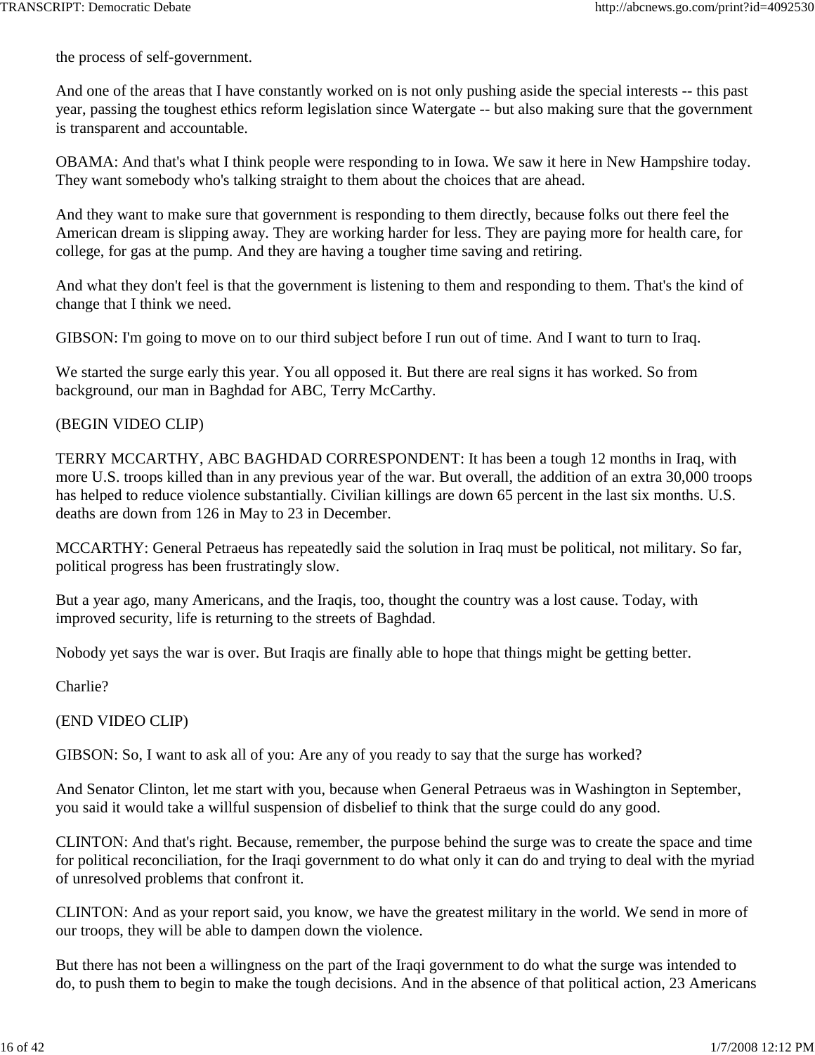the process of self-government.

And one of the areas that I have constantly worked on is not only pushing aside the special interests -- this past year, passing the toughest ethics reform legislation since Watergate -- but also making sure that the government is transparent and accountable.

OBAMA: And that's what I think people were responding to in Iowa. We saw it here in New Hampshire today. They want somebody who's talking straight to them about the choices that are ahead.

And they want to make sure that government is responding to them directly, because folks out there feel the American dream is slipping away. They are working harder for less. They are paying more for health care, for college, for gas at the pump. And they are having a tougher time saving and retiring.

And what they don't feel is that the government is listening to them and responding to them. That's the kind of change that I think we need.

GIBSON: I'm going to move on to our third subject before I run out of time. And I want to turn to Iraq.

We started the surge early this year. You all opposed it. But there are real signs it has worked. So from background, our man in Baghdad for ABC, Terry McCarthy.

(BEGIN VIDEO CLIP)

TERRY MCCARTHY, ABC BAGHDAD CORRESPONDENT: It has been a tough 12 months in Iraq, with more U.S. troops killed than in any previous year of the war. But overall, the addition of an extra 30,000 troops has helped to reduce violence substantially. Civilian killings are down 65 percent in the last six months. U.S. deaths are down from 126 in May to 23 in December.

MCCARTHY: General Petraeus has repeatedly said the solution in Iraq must be political, not military. So far, political progress has been frustratingly slow.

But a year ago, many Americans, and the Iraqis, too, thought the country was a lost cause. Today, with improved security, life is returning to the streets of Baghdad.

Nobody yet says the war is over. But Iraqis are finally able to hope that things might be getting better.

Charlie?

(END VIDEO CLIP)

GIBSON: So, I want to ask all of you: Are any of you ready to say that the surge has worked?

And Senator Clinton, let me start with you, because when General Petraeus was in Washington in September, you said it would take a willful suspension of disbelief to think that the surge could do any good.

CLINTON: And that's right. Because, remember, the purpose behind the surge was to create the space and time for political reconciliation, for the Iraqi government to do what only it can do and trying to deal with the myriad of unresolved problems that confront it.

CLINTON: And as your report said, you know, we have the greatest military in the world. We send in more of our troops, they will be able to dampen down the violence.

But there has not been a willingness on the part of the Iraqi government to do what the surge was intended to do, to push them to begin to make the tough decisions. And in the absence of that political action, 23 Americans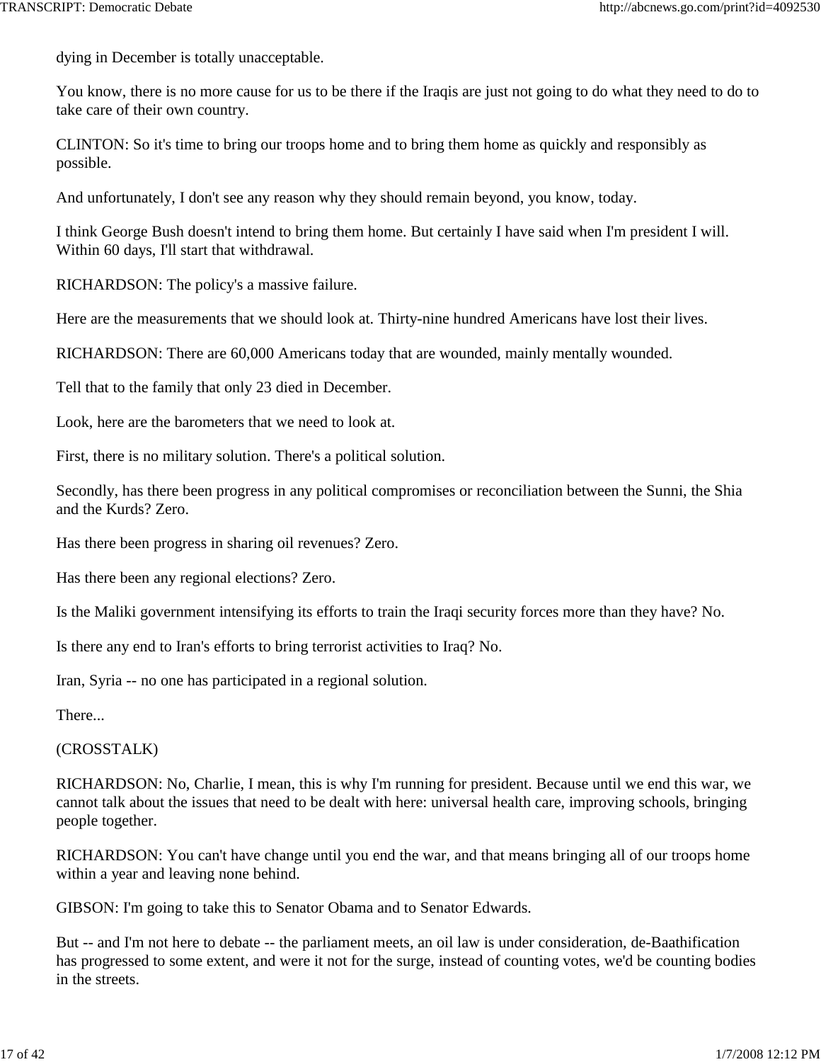dying in December is totally unacceptable.

You know, there is no more cause for us to be there if the Iraqis are just not going to do what they need to do to take care of their own country.

CLINTON: So it's time to bring our troops home and to bring them home as quickly and responsibly as possible.

And unfortunately, I don't see any reason why they should remain beyond, you know, today.

I think George Bush doesn't intend to bring them home. But certainly I have said when I'm president I will. Within 60 days, I'll start that withdrawal.

RICHARDSON: The policy's a massive failure.

Here are the measurements that we should look at. Thirty-nine hundred Americans have lost their lives.

RICHARDSON: There are 60,000 Americans today that are wounded, mainly mentally wounded.

Tell that to the family that only 23 died in December.

Look, here are the barometers that we need to look at.

First, there is no military solution. There's a political solution.

Secondly, has there been progress in any political compromises or reconciliation between the Sunni, the Shia and the Kurds? Zero.

Has there been progress in sharing oil revenues? Zero.

Has there been any regional elections? Zero.

Is the Maliki government intensifying its efforts to train the Iraqi security forces more than they have? No.

Is there any end to Iran's efforts to bring terrorist activities to Iraq? No.

Iran, Syria -- no one has participated in a regional solution.

There...

(CROSSTALK)

RICHARDSON: No, Charlie, I mean, this is why I'm running for president. Because until we end this war, we cannot talk about the issues that need to be dealt with here: universal health care, improving schools, bringing people together.

RICHARDSON: You can't have change until you end the war, and that means bringing all of our troops home within a year and leaving none behind.

GIBSON: I'm going to take this to Senator Obama and to Senator Edwards.

But -- and I'm not here to debate -- the parliament meets, an oil law is under consideration, de-Baathification has progressed to some extent, and were it not for the surge, instead of counting votes, we'd be counting bodies in the streets.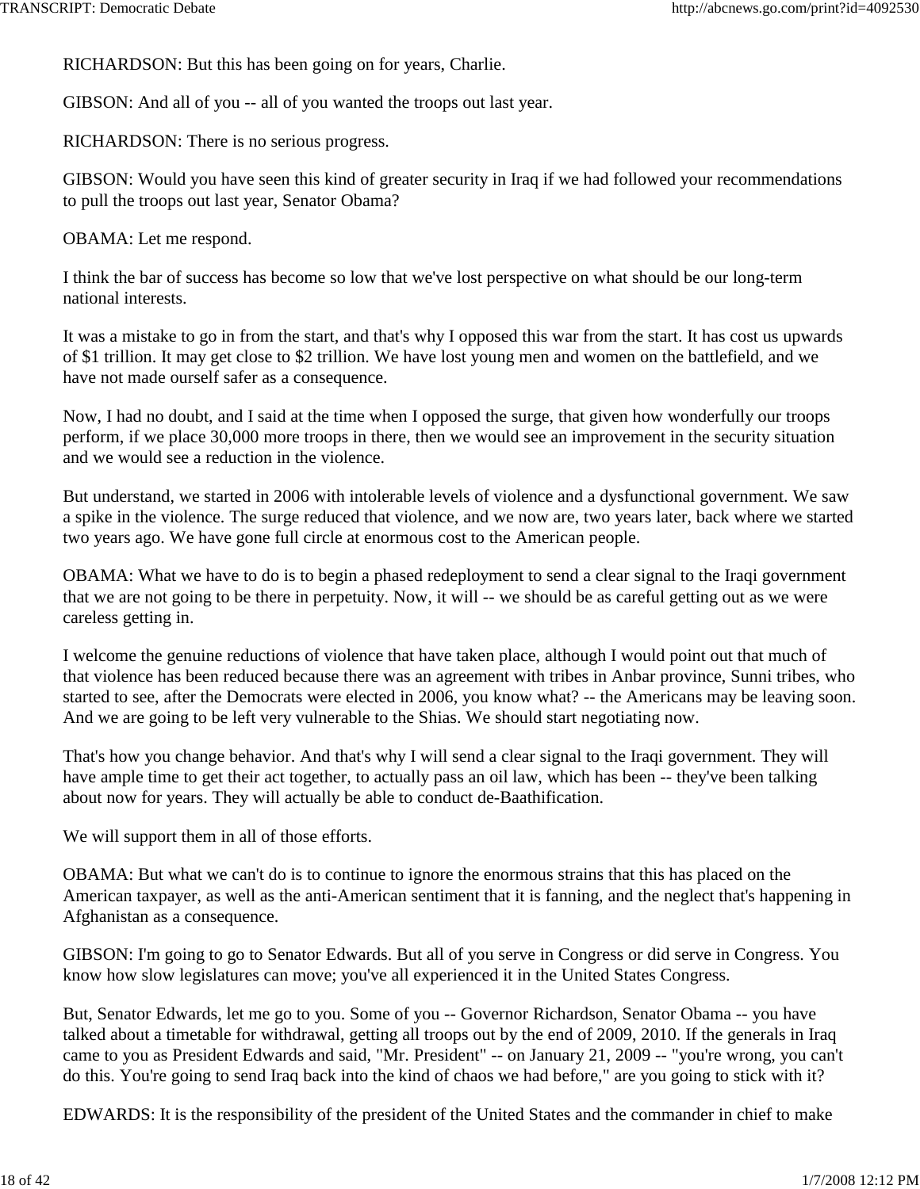RICHARDSON: But this has been going on for years, Charlie.

GIBSON: And all of you -- all of you wanted the troops out last year.

RICHARDSON: There is no serious progress.

GIBSON: Would you have seen this kind of greater security in Iraq if we had followed your recommendations to pull the troops out last year, Senator Obama?

OBAMA: Let me respond.

I think the bar of success has become so low that we've lost perspective on what should be our long-term national interests.

It was a mistake to go in from the start, and that's why I opposed this war from the start. It has cost us upwards of $1 trillion. It may get close to $2 trillion. We have lost young men and women on the battlefield, and we have not made ourself safer as a consequence.

Now, I had no doubt, and I said at the time when I opposed the surge, that given how wonderfully our troops perform, if we place 30,000 more troops in there, then we would see an improvement in the security situation and we would see a reduction in the violence.

But understand, we started in 2006 with intolerable levels of violence and a dysfunctional government. We saw a spike in the violence. The surge reduced that violence, and we now are, two years later, back where we started two years ago. We have gone full circle at enormous cost to the American people.

OBAMA: What we have to do is to begin a phased redeployment to send a clear signal to the Iraqi government that we are not going to be there in perpetuity. Now, it will -- we should be as careful getting out as we were careless getting in.

I welcome the genuine reductions of violence that have taken place, although I would point out that much of that violence has been reduced because there was an agreement with tribes in Anbar province, Sunni tribes, who started to see, after the Democrats were elected in 2006, you know what? -- the Americans may be leaving soon. And we are going to be left very vulnerable to the Shias. We should start negotiating now.

That's how you change behavior. And that's why I will send a clear signal to the Iraqi government. They will have ample time to get their act together, to actually pass an oil law, which has been -- they've been talking about now for years. They will actually be able to conduct de-Baathification.

We will support them in all of those efforts.

OBAMA: But what we can't do is to continue to ignore the enormous strains that this has placed on the American taxpayer, as well as the anti-American sentiment that it is fanning, and the neglect that's happening in Afghanistan as a consequence.

GIBSON: I'm going to go to Senator Edwards. But all of you serve in Congress or did serve in Congress. You know how slow legislatures can move; you've all experienced it in the United States Congress.

But, Senator Edwards, let me go to you. Some of you -- Governor Richardson, Senator Obama -- you have talked about a timetable for withdrawal, getting all troops out by the end of 2009, 2010. If the generals in Iraq came to you as President Edwards and said, "Mr. President" -- on January 21, 2009 -- "you're wrong, you can't do this. You're going to send Iraq back into the kind of chaos we had before," are you going to stick with it?

EDWARDS: It is the responsibility of the president of the United States and the commander in chief to make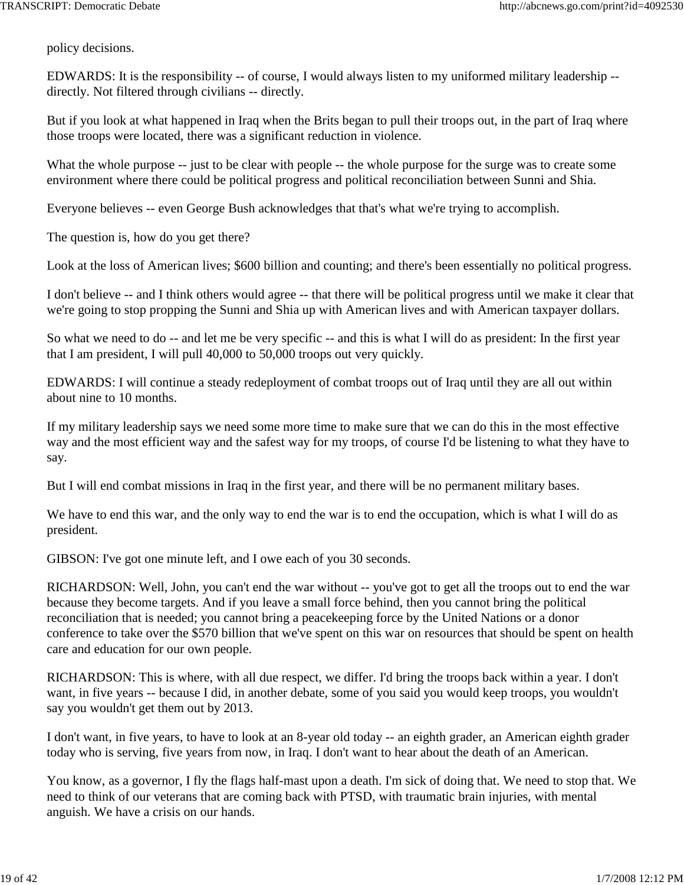policy decisions.

EDWARDS: It is the responsibility -- of course, I would always listen to my uniformed military leadership -- directly. Not filtered through civilians -- directly.

But if you look at what happened in Iraq when the Brits began to pull their troops out, in the part of Iraq where those troops were located, there was a significant reduction in violence.

What the whole purpose -- just to be clear with people -- the whole purpose for the surge was to create some environment where there could be political progress and political reconciliation between Sunni and Shia.

Everyone believes -- even George Bush acknowledges that that's what we're trying to accomplish.

The question is, how do you get there?

Look at the loss of American lives; $600 billion and counting; and there's been essentially no political progress.

I don't believe -- and I think others would agree -- that there will be political progress until we make it clear that we're going to stop propping the Sunni and Shia up with American lives and with American taxpayer dollars.

So what we need to do -- and let me be very specific -- and this is what I will do as president: In the first year that I am president, I will pull 40,000 to 50,000 troops out very quickly.

EDWARDS: I will continue a steady redeployment of combat troops out of Iraq until they are all out within about nine to 10 months.

If my military leadership says we need some more time to make sure that we can do this in the most effective way and the most efficient way and the safest way for my troops, of course I'd be listening to what they have to say.

But I will end combat missions in Iraq in the first year, and there will be no permanent military bases.

We have to end this war, and the only way to end the war is to end the occupation, which is what I will do as president.

GIBSON: I've got one minute left, and I owe each of you 30 seconds.

RICHARDSON: Well, John, you can't end the war without -- you've got to get all the troops out to end the war because they become targets. And if you leave a small force behind, then you cannot bring the political reconciliation that is needed; you cannot bring a peacekeeping force by the United Nations or a donor conference to take over the $570 billion that we've spent on this war on resources that should be spent on health care and education for our own people.

RICHARDSON: This is where, with all due respect, we differ. I'd bring the troops back within a year. I don't want, in five years -- because I did, in another debate, some of you said you would keep troops, you wouldn't say you wouldn't get them out by 2013.

I don't want, in five years, to have to look at an 8-year old today -- an eighth grader, an American eighth grader today who is serving, five years from now, in Iraq. I don't want to hear about the death of an American.

You know, as a governor, I fly the flags half-mast upon a death. I'm sick of doing that. We need to stop that. We need to think of our veterans that are coming back with PTSD, with traumatic brain injuries, with mental anguish. We have a crisis on our hands.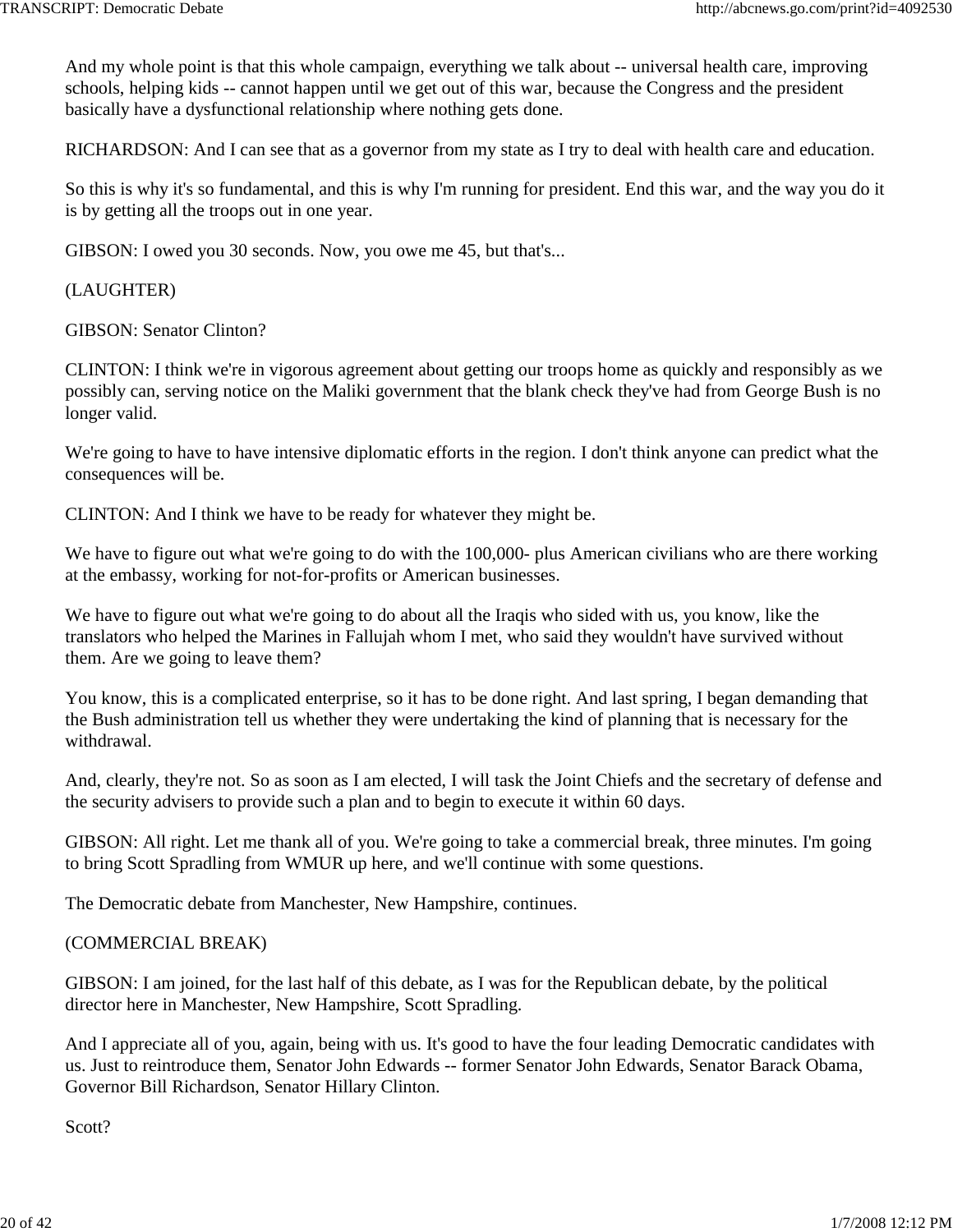And my whole point is that this whole campaign, everything we talk about -- universal health care, improving schools, helping kids -- cannot happen until we get out of this war, because the Congress and the president basically have a dysfunctional relationship where nothing gets done.

RICHARDSON: And I can see that as a governor from my state as I try to deal with health care and education.

So this is why it's so fundamental, and this is why I'm running for president. End this war, and the way you do it is by getting all the troops out in one year.

GIBSON: I owed you 30 seconds. Now, you owe me 45, but that's...

(LAUGHTER)

GIBSON: Senator Clinton?

CLINTON: I think we're in vigorous agreement about getting our troops home as quickly and responsibly as we possibly can, serving notice on the Maliki government that the blank check they've had from George Bush is no longer valid.

We're going to have to have intensive diplomatic efforts in the region. I don't think anyone can predict what the consequences will be.

CLINTON: And I think we have to be ready for whatever they might be.

We have to figure out what we're going to do with the 100,000- plus American civilians who are there working at the embassy, working for not-for-profits or American businesses.

We have to figure out what we're going to do about all the Iraqis who sided with us, you know, like the translators who helped the Marines in Fallujah whom I met, who said they wouldn't have survived without them. Are we going to leave them?

You know, this is a complicated enterprise, so it has to be done right. And last spring, I began demanding that the Bush administration tell us whether they were undertaking the kind of planning that is necessary for the withdrawal.

And, clearly, they're not. So as soon as I am elected, I will task the Joint Chiefs and the secretary of defense and the security advisers to provide such a plan and to begin to execute it within 60 days.

GIBSON: All right. Let me thank all of you. We're going to take a commercial break, three minutes. I'm going to bring Scott Spradling from WMUR up here, and we'll continue with some questions.

The Democratic debate from Manchester, New Hampshire, continues.

(COMMERCIAL BREAK)

GIBSON: I am joined, for the last half of this debate, as I was for the Republican debate, by the political director here in Manchester, New Hampshire, Scott Spradling.

And I appreciate all of you, again, being with us. It's good to have the four leading Democratic candidates with us. Just to reintroduce them, Senator John Edwards -- former Senator John Edwards, Senator Barack Obama, Governor Bill Richardson, Senator Hillary Clinton.

Scott?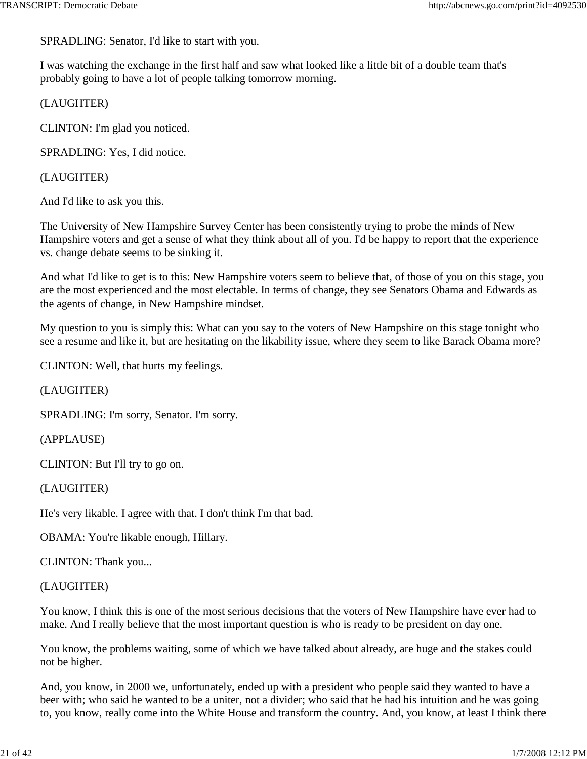SPRADLING: Senator, I'd like to start with you.

I was watching the exchange in the first half and saw what looked like a little bit of a double team that's probably going to have a lot of people talking tomorrow morning.

(LAUGHTER)

CLINTON: I'm glad you noticed.

SPRADLING: Yes, I did notice.

(LAUGHTER)

And I'd like to ask you this.

The University of New Hampshire Survey Center has been consistently trying to probe the minds of New Hampshire voters and get a sense of what they think about all of you. I'd be happy to report that the experience vs. change debate seems to be sinking it.

And what I'd like to get is to this: New Hampshire voters seem to believe that, of those of you on this stage, you are the most experienced and the most electable. In terms of change, they see Senators Obama and Edwards as the agents of change, in New Hampshire mindset.

My question to you is simply this: What can you say to the voters of New Hampshire on this stage tonight who see a resume and like it, but are hesitating on the likability issue, where they seem to like Barack Obama more?

CLINTON: Well, that hurts my feelings.

(LAUGHTER)

SPRADLING: I'm sorry, Senator. I'm sorry.

(APPLAUSE)

CLINTON: But I'll try to go on.

(LAUGHTER)

He's very likable. I agree with that. I don't think I'm that bad.

OBAMA: You're likable enough, Hillary.

CLINTON: Thank you...

(LAUGHTER)

You know, I think this is one of the most serious decisions that the voters of New Hampshire have ever had to make. And I really believe that the most important question is who is ready to be president on day one.

You know, the problems waiting, some of which we have talked about already, are huge and the stakes could not be higher.

And, you know, in 2000 we, unfortunately, ended up with a president who people said they wanted to have a beer with; who said he wanted to be a uniter, not a divider; who said that he had his intuition and he was going to, you know, really come into the White House and transform the country. And, you know, at least I think there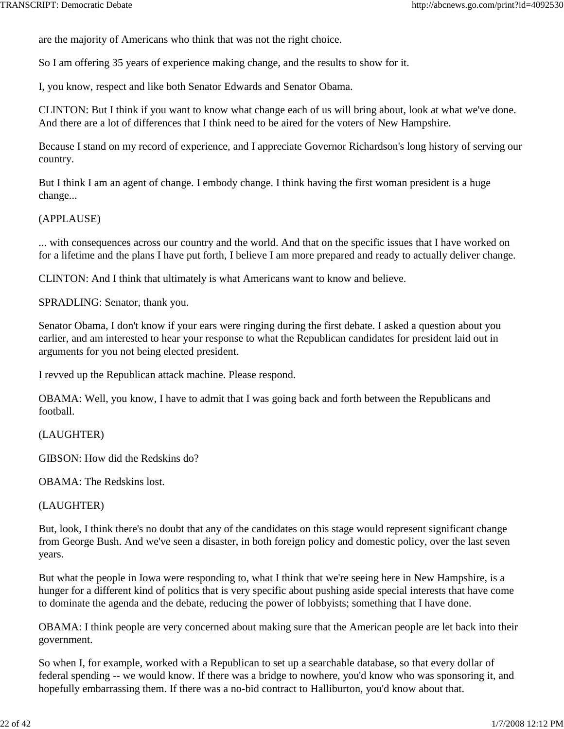are the majority of Americans who think that was not the right choice.

So I am offering 35 years of experience making change, and the results to show for it.

I, you know, respect and like both Senator Edwards and Senator Obama.

CLINTON: But I think if you want to know what change each of us will bring about, look at what we've done. And there are a lot of differences that I think need to be aired for the voters of New Hampshire.

Because I stand on my record of experience, and I appreciate Governor Richardson's long history of serving our country.

But I think I am an agent of change. I embody change. I think having the first woman president is a huge change...

(APPLAUSE)

... with consequences across our country and the world. And that on the specific issues that I have worked on for a lifetime and the plans I have put forth, I believe I am more prepared and ready to actually deliver change.

CLINTON: And I think that ultimately is what Americans want to know and believe.

SPRADLING: Senator, thank you.

Senator Obama, I don't know if your ears were ringing during the first debate. I asked a question about you earlier, and am interested to hear your response to what the Republican candidates for president laid out in arguments for you not being elected president.

I revved up the Republican attack machine. Please respond.

OBAMA: Well, you know, I have to admit that I was going back and forth between the Republicans and football.

(LAUGHTER)

GIBSON: How did the Redskins do?

OBAMA: The Redskins lost.

(LAUGHTER)

But, look, I think there's no doubt that any of the candidates on this stage would represent significant change from George Bush. And we've seen a disaster, in both foreign policy and domestic policy, over the last seven years.

But what the people in Iowa were responding to, what I think that we're seeing here in New Hampshire, is a hunger for a different kind of politics that is very specific about pushing aside special interests that have come to dominate the agenda and the debate, reducing the power of lobbyists; something that I have done.

OBAMA: I think people are very concerned about making sure that the American people are let back into their government.

So when I, for example, worked with a Republican to set up a searchable database, so that every dollar of federal spending -- we would know. If there was a bridge to nowhere, you'd know who was sponsoring it, and hopefully embarrassing them. If there was a no-bid contract to Halliburton, you'd know about that.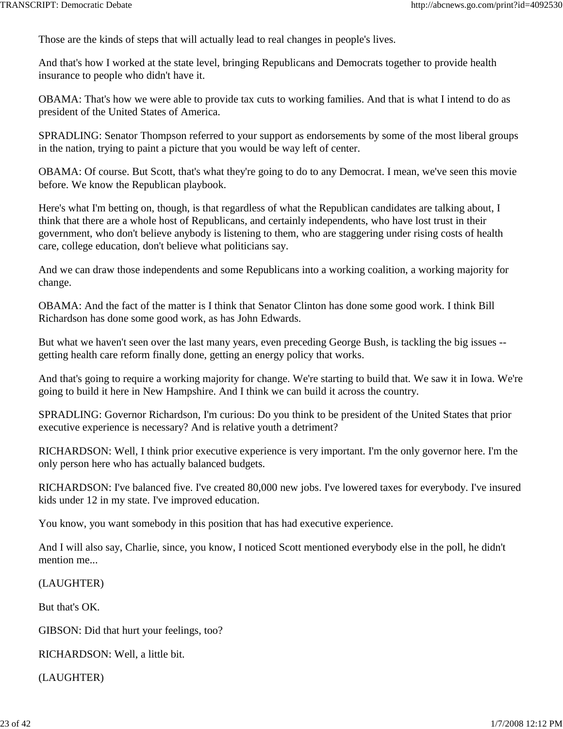Those are the kinds of steps that will actually lead to real changes in people's lives.

And that's how I worked at the state level, bringing Republicans and Democrats together to provide health insurance to people who didn't have it.

OBAMA: That's how we were able to provide tax cuts to working families. And that is what I intend to do as president of the United States of America.

SPRADLING: Senator Thompson referred to your support as endorsements by some of the most liberal groups in the nation, trying to paint a picture that you would be way left of center.

OBAMA: Of course. But Scott, that's what they're going to do to any Democrat. I mean, we've seen this movie before. We know the Republican playbook.

Here's what I'm betting on, though, is that regardless of what the Republican candidates are talking about, I think that there are a whole host of Republicans, and certainly independents, who have lost trust in their government, who don't believe anybody is listening to them, who are staggering under rising costs of health care, college education, don't believe what politicians say.

And we can draw those independents and some Republicans into a working coalition, a working majority for change.

OBAMA: And the fact of the matter is I think that Senator Clinton has done some good work. I think Bill Richardson has done some good work, as has John Edwards.

But what we haven't seen over the last many years, even preceding George Bush, is tackling the big issues -- getting health care reform finally done, getting an energy policy that works.

And that's going to require a working majority for change. We're starting to build that. We saw it in Iowa. We're going to build it here in New Hampshire. And I think we can build it across the country.

SPRADLING: Governor Richardson, I'm curious: Do you think to be president of the United States that prior executive experience is necessary? And is relative youth a detriment?

RICHARDSON: Well, I think prior executive experience is very important. I'm the only governor here. I'm the only person here who has actually balanced budgets.

RICHARDSON: I've balanced five. I've created 80,000 new jobs. I've lowered taxes for everybody. I've insured kids under 12 in my state. I've improved education.

You know, you want somebody in this position that has had executive experience.

And I will also say, Charlie, since, you know, I noticed Scott mentioned everybody else in the poll, he didn't mention me...

(LAUGHTER)

But that's OK.

GIBSON: Did that hurt your feelings, too?

RICHARDSON: Well, a little bit.

(LAUGHTER)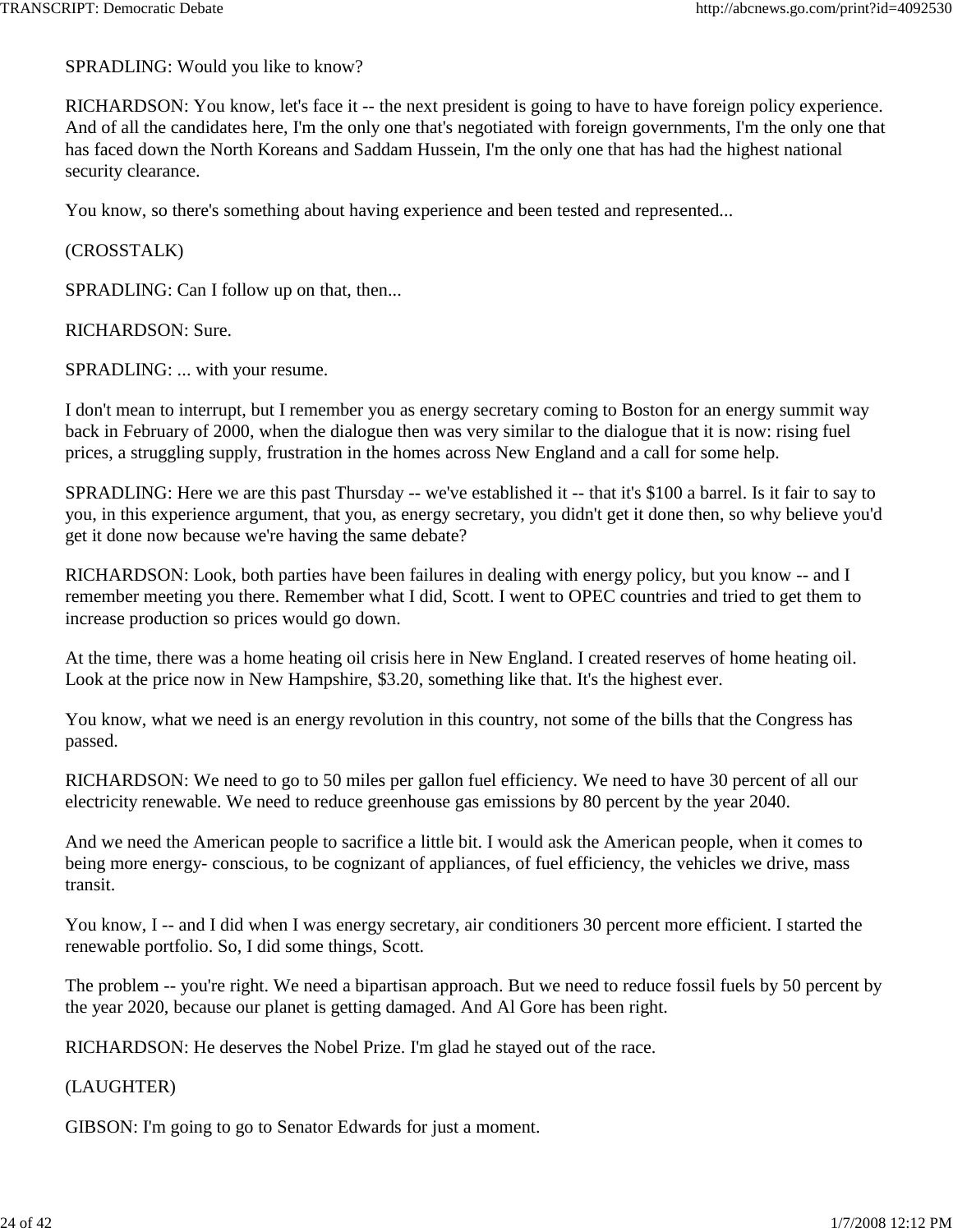SPRADLING: Would you like to know?

RICHARDSON: You know, let's face it -- the next president is going to have to have foreign policy experience. And of all the candidates here, I'm the only one that's negotiated with foreign governments, I'm the only one that has faced down the North Koreans and Saddam Hussein, I'm the only one that has had the highest national security clearance.

You know, so there's something about having experience and been tested and represented...

(CROSSTALK)

SPRADLING: Can I follow up on that, then...

RICHARDSON: Sure.

SPRADLING: ... with your resume.

I don't mean to interrupt, but I remember you as energy secretary coming to Boston for an energy summit way back in February of 2000, when the dialogue then was very similar to the dialogue that it is now: rising fuel prices, a struggling supply, frustration in the homes across New England and a call for some help.

SPRADLING: Here we are this past Thursday -- we've established it -- that it's $100 a barrel. Is it fair to say to you, in this experience argument, that you, as energy secretary, you didn't get it done then, so why believe you'd get it done now because we're having the same debate?

RICHARDSON: Look, both parties have been failures in dealing with energy policy, but you know -- and I remember meeting you there. Remember what I did, Scott. I went to OPEC countries and tried to get them to increase production so prices would go down.

At the time, there was a home heating oil crisis here in New England. I created reserves of home heating oil. Look at the price now in New Hampshire, $3.20, something like that. It's the highest ever.

You know, what we need is an energy revolution in this country, not some of the bills that the Congress has passed.

RICHARDSON: We need to go to 50 miles per gallon fuel efficiency. We need to have 30 percent of all our electricity renewable. We need to reduce greenhouse gas emissions by 80 percent by the year 2040.

And we need the American people to sacrifice a little bit. I would ask the American people, when it comes to being more energy- conscious, to be cognizant of appliances, of fuel efficiency, the vehicles we drive, mass transit.

You know, I -- and I did when I was energy secretary, air conditioners 30 percent more efficient. I started the renewable portfolio. So, I did some things, Scott.

The problem -- you're right. We need a bipartisan approach. But we need to reduce fossil fuels by 50 percent by the year 2020, because our planet is getting damaged. And Al Gore has been right.

RICHARDSON: He deserves the Nobel Prize. I'm glad he stayed out of the race.

(LAUGHTER)

GIBSON: I'm going to go to Senator Edwards for just a moment.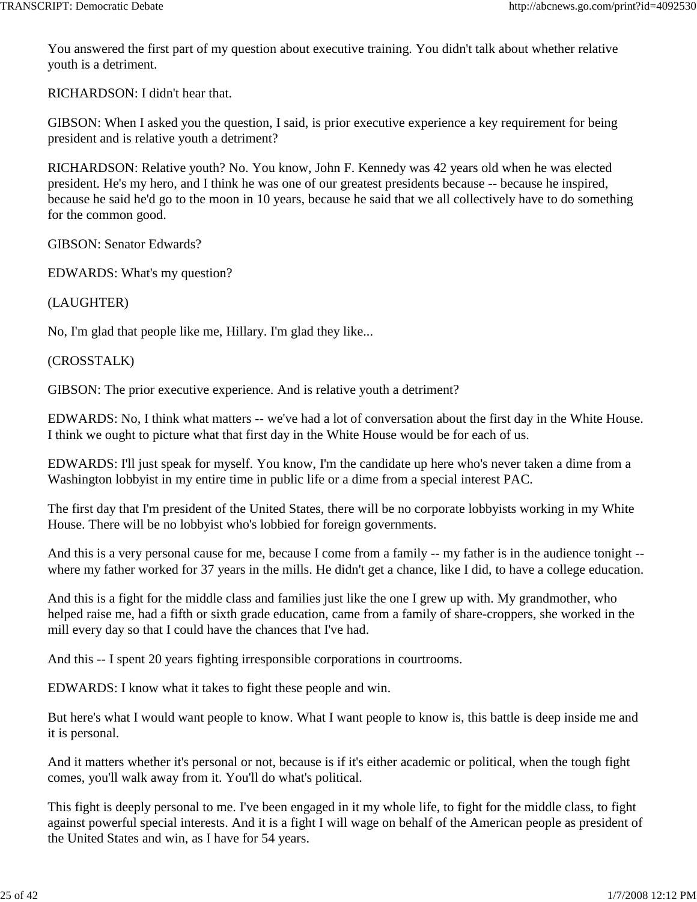You answered the first part of my question about executive training. You didn't talk about whether relative youth is a detriment.

RICHARDSON: I didn't hear that.

GIBSON: When I asked you the question, I said, is prior executive experience a key requirement for being president and is relative youth a detriment?

RICHARDSON: Relative youth? No. You know, John F. Kennedy was 42 years old when he was elected president. He's my hero, and I think he was one of our greatest presidents because -- because he inspired, because he said he'd go to the moon in 10 years, because he said that we all collectively have to do something for the common good.

GIBSON: Senator Edwards?

EDWARDS: What's my question?

(LAUGHTER)

No, I'm glad that people like me, Hillary. I'm glad they like...

(CROSSTALK)

GIBSON: The prior executive experience. And is relative youth a detriment?

EDWARDS: No, I think what matters -- we've had a lot of conversation about the first day in the White House. I think we ought to picture what that first day in the White House would be for each of us.

EDWARDS: I'll just speak for myself. You know, I'm the candidate up here who's never taken a dime from a Washington lobbyist in my entire time in public life or a dime from a special interest PAC.

The first day that I'm president of the United States, there will be no corporate lobbyists working in my White House. There will be no lobbyist who's lobbied for foreign governments.

And this is a very personal cause for me, because I come from a family -- my father is in the audience tonight -- where my father worked for 37 years in the mills. He didn't get a chance, like I did, to have a college education.

And this is a fight for the middle class and families just like the one I grew up with. My grandmother, who helped raise me, had a fifth or sixth grade education, came from a family of share-croppers, she worked in the mill every day so that I could have the chances that I've had.

And this -- I spent 20 years fighting irresponsible corporations in courtrooms.

EDWARDS: I know what it takes to fight these people and win.

But here's what I would want people to know. What I want people to know is, this battle is deep inside me and it is personal.

And it matters whether it's personal or not, because is if it's either academic or political, when the tough fight comes, you'll walk away from it. You'll do what's political.

This fight is deeply personal to me. I've been engaged in it my whole life, to fight for the middle class, to fight against powerful special interests. And it is a fight I will wage on behalf of the American people as president of the United States and win, as I have for 54 years.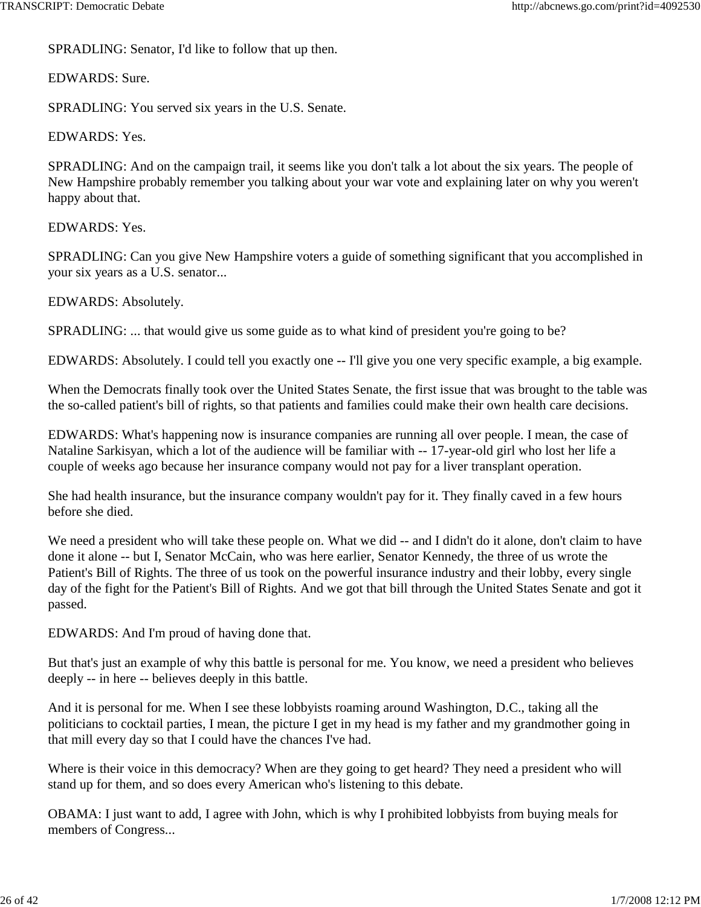SPRADLING: Senator, I'd like to follow that up then.

EDWARDS: Sure.

SPRADLING: You served six years in the U.S. Senate.

EDWARDS: Yes.

SPRADLING: And on the campaign trail, it seems like you don't talk a lot about the six years. The people of New Hampshire probably remember you talking about your war vote and explaining later on why you weren't happy about that.

EDWARDS: Yes.

SPRADLING: Can you give New Hampshire voters a guide of something significant that you accomplished in your six years as a U.S. senator...

EDWARDS: Absolutely.

SPRADLING: ... that would give us some guide as to what kind of president you're going to be?

EDWARDS: Absolutely. I could tell you exactly one -- I'll give you one very specific example, a big example.

When the Democrats finally took over the United States Senate, the first issue that was brought to the table was the so-called patient's bill of rights, so that patients and families could make their own health care decisions.

EDWARDS: What's happening now is insurance companies are running all over people. I mean, the case of Nataline Sarkisyan, which a lot of the audience will be familiar with -- 17-year-old girl who lost her life a couple of weeks ago because her insurance company would not pay for a liver transplant operation.

She had health insurance, but the insurance company wouldn't pay for it. They finally caved in a few hours before she died.

We need a president who will take these people on. What we did -- and I didn't do it alone, don't claim to have done it alone -- but I, Senator McCain, who was here earlier, Senator Kennedy, the three of us wrote the Patient's Bill of Rights. The three of us took on the powerful insurance industry and their lobby, every single day of the fight for the Patient's Bill of Rights. And we got that bill through the United States Senate and got it passed.

EDWARDS: And I'm proud of having done that.

But that's just an example of why this battle is personal for me. You know, we need a president who believes deeply -- in here -- believes deeply in this battle.

And it is personal for me. When I see these lobbyists roaming around Washington, D.C., taking all the politicians to cocktail parties, I mean, the picture I get in my head is my father and my grandmother going in that mill every day so that I could have the chances I've had.

Where is their voice in this democracy? When are they going to get heard? They need a president who will stand up for them, and so does every American who's listening to this debate.

OBAMA: I just want to add, I agree with John, which is why I prohibited lobbyists from buying meals for members of Congress...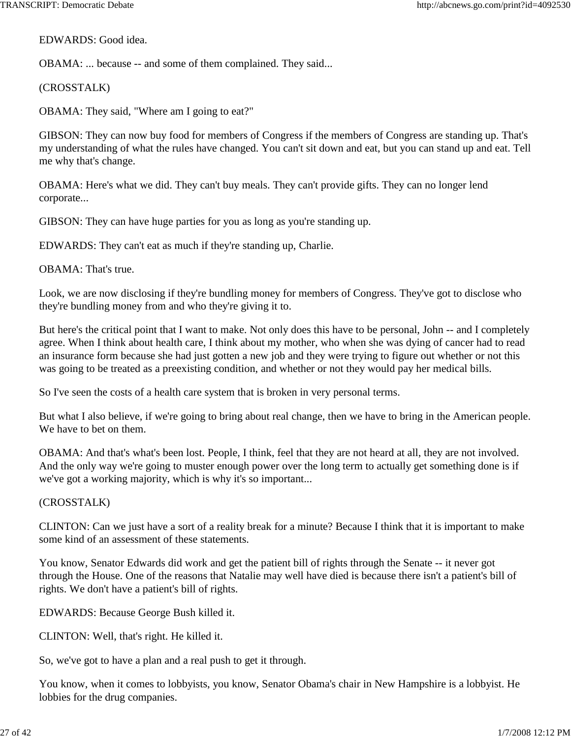EDWARDS: Good idea.

OBAMA: ... because -- and some of them complained. They said...

(CROSSTALK)

OBAMA: They said, "Where am I going to eat?"

GIBSON: They can now buy food for members of Congress if the members of Congress are standing up. That's my understanding of what the rules have changed. You can't sit down and eat, but you can stand up and eat. Tell me why that's change.

OBAMA: Here's what we did. They can't buy meals. They can't provide gifts. They can no longer lend corporate...

GIBSON: They can have huge parties for you as long as you're standing up.

EDWARDS: They can't eat as much if they're standing up, Charlie.

OBAMA: That's true.

Look, we are now disclosing if they're bundling money for members of Congress. They've got to disclose who they're bundling money from and who they're giving it to.

But here's the critical point that I want to make. Not only does this have to be personal, John -- and I completely agree. When I think about health care, I think about my mother, who when she was dying of cancer had to read an insurance form because she had just gotten a new job and they were trying to figure out whether or not this was going to be treated as a preexisting condition, and whether or not they would pay her medical bills.

So I've seen the costs of a health care system that is broken in very personal terms.

But what I also believe, if we're going to bring about real change, then we have to bring in the American people. We have to bet on them.

OBAMA: And that's what's been lost. People, I think, feel that they are not heard at all, they are not involved. And the only way we're going to muster enough power over the long term to actually get something done is if we've got a working majority, which is why it's so important...

(CROSSTALK)

CLINTON: Can we just have a sort of a reality break for a minute? Because I think that it is important to make some kind of an assessment of these statements.

You know, Senator Edwards did work and get the patient bill of rights through the Senate -- it never got through the House. One of the reasons that Natalie may well have died is because there isn't a patient's bill of rights. We don't have a patient's bill of rights.

EDWARDS: Because George Bush killed it.

CLINTON: Well, that's right. He killed it.

So, we've got to have a plan and a real push to get it through.

You know, when it comes to lobbyists, you know, Senator Obama's chair in New Hampshire is a lobbyist. He lobbies for the drug companies.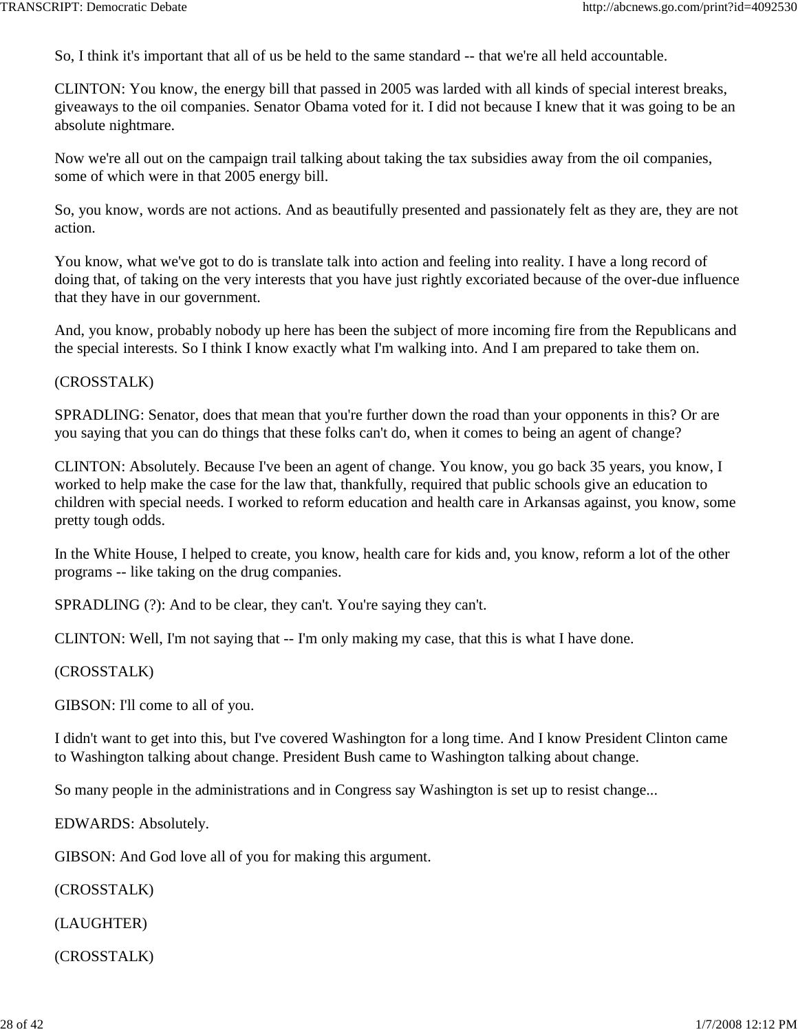So, I think it's important that all of us be held to the same standard -- that we're all held accountable.

CLINTON: You know, the energy bill that passed in 2005 was larded with all kinds of special interest breaks, giveaways to the oil companies. Senator Obama voted for it. I did not because I knew that it was going to be an absolute nightmare.

Now we're all out on the campaign trail talking about taking the tax subsidies away from the oil companies, some of which were in that 2005 energy bill.

So, you know, words are not actions. And as beautifully presented and passionately felt as they are, they are not action.

You know, what we've got to do is translate talk into action and feeling into reality. I have a long record of doing that, of taking on the very interests that you have just rightly excoriated because of the over-due influence that they have in our government.

And, you know, probably nobody up here has been the subject of more incoming fire from the Republicans and the special interests. So I think I know exactly what I'm walking into. And I am prepared to take them on.

(CROSSTALK)

SPRADLING: Senator, does that mean that you're further down the road than your opponents in this? Or are you saying that you can do things that these folks can't do, when it comes to being an agent of change?

CLINTON: Absolutely. Because I've been an agent of change. You know, you go back 35 years, you know, I worked to help make the case for the law that, thankfully, required that public schools give an education to children with special needs. I worked to reform education and health care in Arkansas against, you know, some pretty tough odds.

In the White House, I helped to create, you know, health care for kids and, you know, reform a lot of the other programs -- like taking on the drug companies.

SPRADLING (?): And to be clear, they can't. You're saying they can't.

CLINTON: Well, I'm not saying that -- I'm only making my case, that this is what I have done.

(CROSSTALK)

GIBSON: I'll come to all of you.

I didn't want to get into this, but I've covered Washington for a long time. And I know President Clinton came to Washington talking about change. President Bush came to Washington talking about change.

So many people in the administrations and in Congress say Washington is set up to resist change...

EDWARDS: Absolutely.

GIBSON: And God love all of you for making this argument.

(CROSSTALK)

(LAUGHTER)

(CROSSTALK)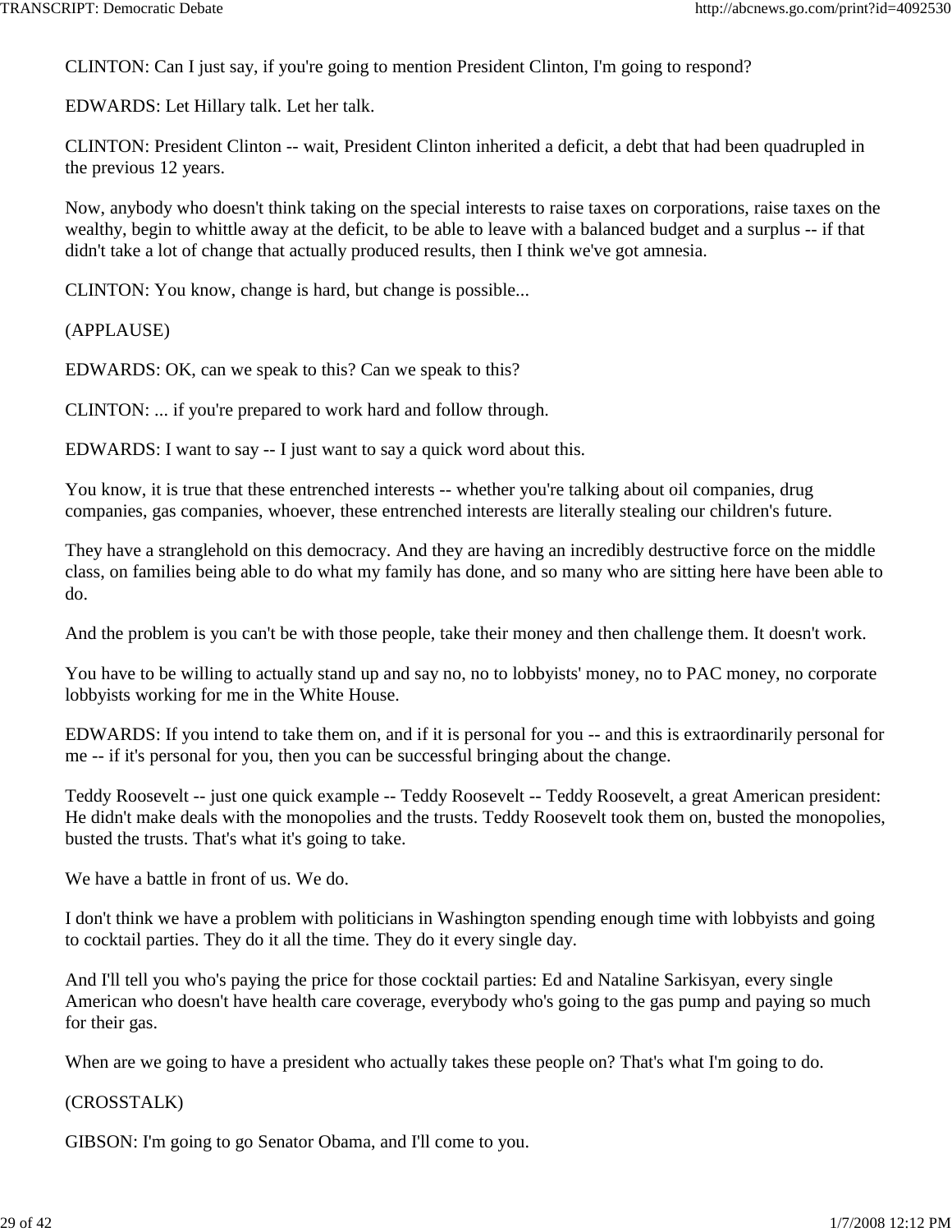CLINTON: Can I just say, if you're going to mention President Clinton, I'm going to respond?

EDWARDS: Let Hillary talk. Let her talk.

CLINTON: President Clinton -- wait, President Clinton inherited a deficit, a debt that had been quadrupled in the previous 12 years.

Now, anybody who doesn't think taking on the special interests to raise taxes on corporations, raise taxes on the wealthy, begin to whittle away at the deficit, to be able to leave with a balanced budget and a surplus -- if that didn't take a lot of change that actually produced results, then I think we've got amnesia.

CLINTON: You know, change is hard, but change is possible...

(APPLAUSE)

EDWARDS: OK, can we speak to this? Can we speak to this?

CLINTON: ... if you're prepared to work hard and follow through.

EDWARDS: I want to say -- I just want to say a quick word about this.

You know, it is true that these entrenched interests -- whether you're talking about oil companies, drug companies, gas companies, whoever, these entrenched interests are literally stealing our children's future.

They have a stranglehold on this democracy. And they are having an incredibly destructive force on the middle class, on families being able to do what my family has done, and so many who are sitting here have been able to do.

And the problem is you can't be with those people, take their money and then challenge them. It doesn't work.

You have to be willing to actually stand up and say no, no to lobbyists' money, no to PAC money, no corporate lobbyists working for me in the White House.

EDWARDS: If you intend to take them on, and if it is personal for you -- and this is extraordinarily personal for me -- if it's personal for you, then you can be successful bringing about the change.

Teddy Roosevelt -- just one quick example -- Teddy Roosevelt -- Teddy Roosevelt, a great American president: He didn't make deals with the monopolies and the trusts. Teddy Roosevelt took them on, busted the monopolies, busted the trusts. That's what it's going to take.

We have a battle in front of us. We do.

I don't think we have a problem with politicians in Washington spending enough time with lobbyists and going to cocktail parties. They do it all the time. They do it every single day.

And I'll tell you who's paying the price for those cocktail parties: Ed and Nataline Sarkisyan, every single American who doesn't have health care coverage, everybody who's going to the gas pump and paying so much for their gas.

When are we going to have a president who actually takes these people on? That's what I'm going to do.

(CROSSTALK)

GIBSON: I'm going to go Senator Obama, and I'll come to you.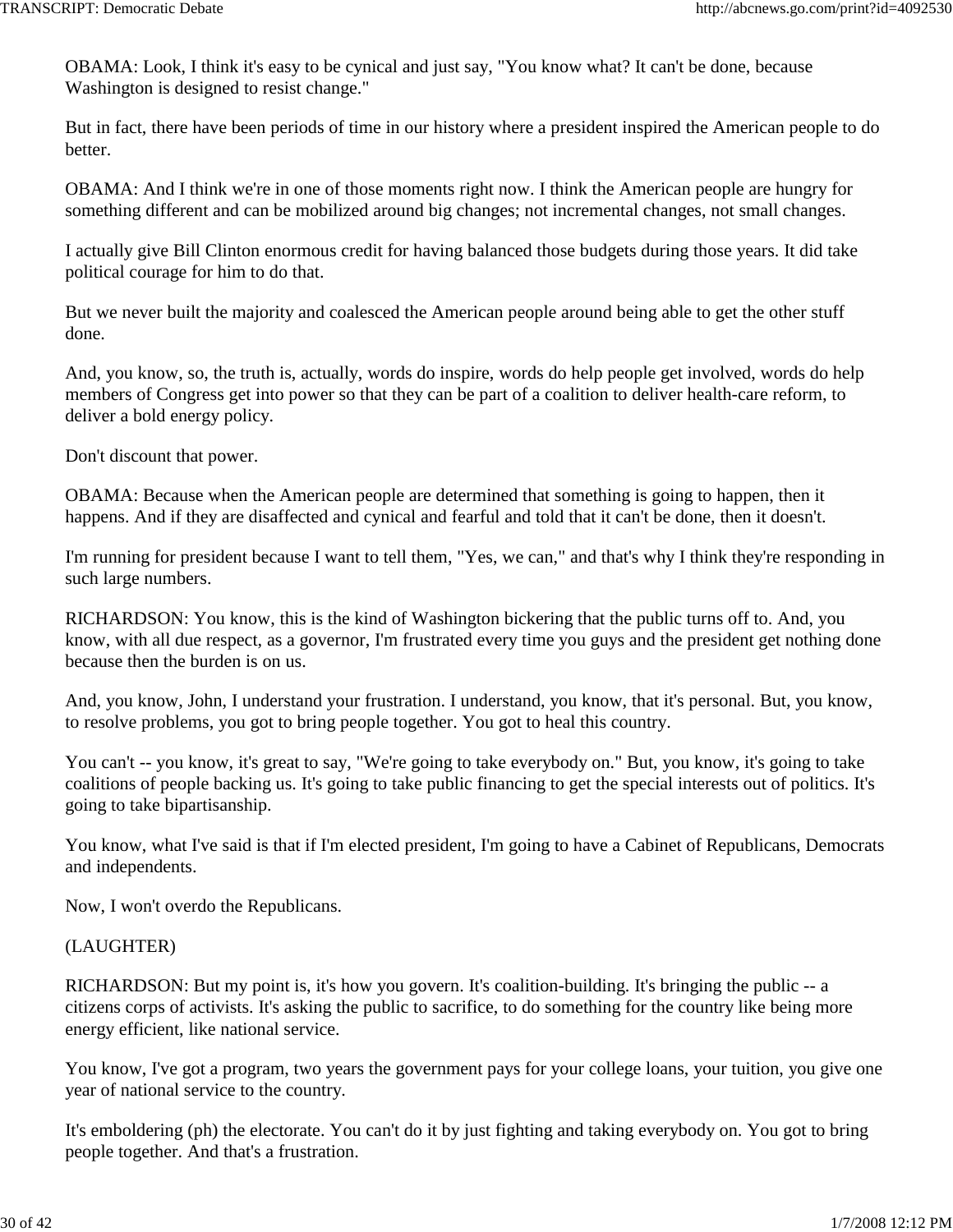OBAMA: Look, I think it's easy to be cynical and just say, "You know what? It can't be done, because Washington is designed to resist change."

But in fact, there have been periods of time in our history where a president inspired the American people to do better.

OBAMA: And I think we're in one of those moments right now. I think the American people are hungry for something different and can be mobilized around big changes; not incremental changes, not small changes.

I actually give Bill Clinton enormous credit for having balanced those budgets during those years. It did take political courage for him to do that.

But we never built the majority and coalesced the American people around being able to get the other stuff done.

And, you know, so, the truth is, actually, words do inspire, words do help people get involved, words do help members of Congress get into power so that they can be part of a coalition to deliver health-care reform, to deliver a bold energy policy.

Don't discount that power.

OBAMA: Because when the American people are determined that something is going to happen, then it happens. And if they are disaffected and cynical and fearful and told that it can't be done, then it doesn't.

I'm running for president because I want to tell them, "Yes, we can," and that's why I think they're responding in such large numbers.

RICHARDSON: You know, this is the kind of Washington bickering that the public turns off to. And, you know, with all due respect, as a governor, I'm frustrated every time you guys and the president get nothing done because then the burden is on us.

And, you know, John, I understand your frustration. I understand, you know, that it's personal. But, you know, to resolve problems, you got to bring people together. You got to heal this country.

You can't -- you know, it's great to say, "We're going to take everybody on." But, you know, it's going to take coalitions of people backing us. It's going to take public financing to get the special interests out of politics. It's going to take bipartisanship.

You know, what I've said is that if I'm elected president, I'm going to have a Cabinet of Republicans, Democrats and independents.

Now, I won't overdo the Republicans.

(LAUGHTER)

RICHARDSON: But my point is, it's how you govern. It's coalition-building. It's bringing the public -- a citizens corps of activists. It's asking the public to sacrifice, to do something for the country like being more energy efficient, like national service.

You know, I've got a program, two years the government pays for your college loans, your tuition, you give one year of national service to the country.

It's emboldering (ph) the electorate. You can't do it by just fighting and taking everybody on. You got to bring people together. And that's a frustration.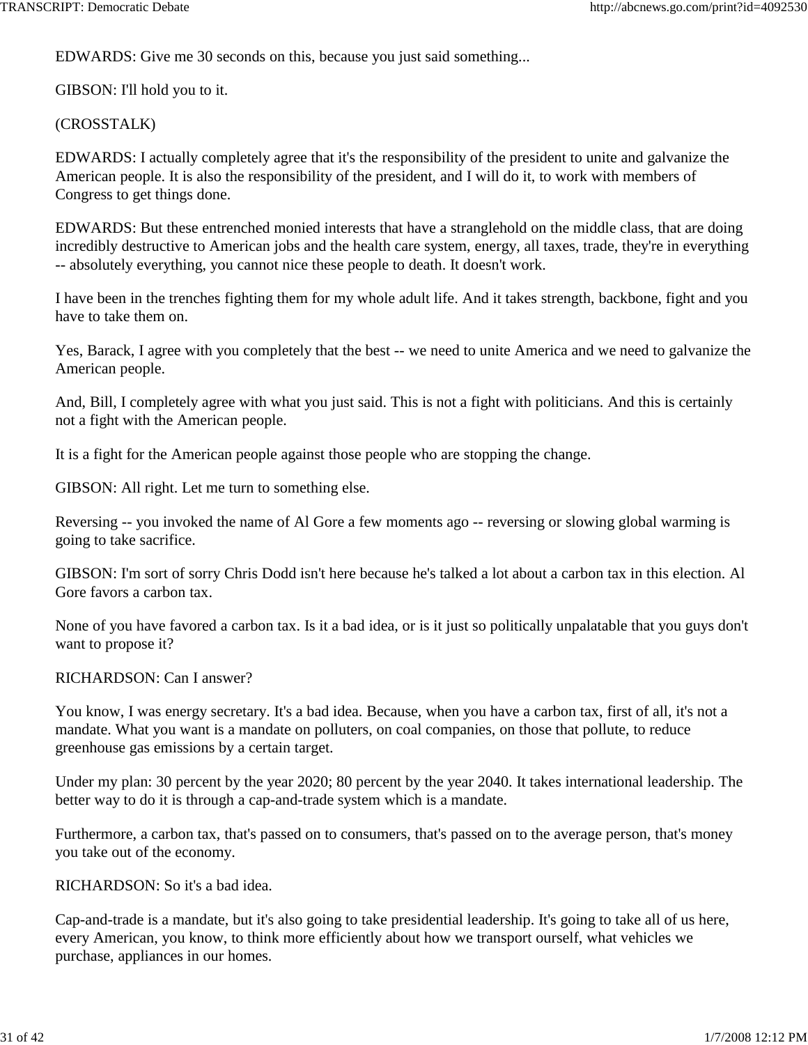EDWARDS: Give me 30 seconds on this, because you just said something...

GIBSON: I'll hold you to it.

(CROSSTALK)

EDWARDS: I actually completely agree that it's the responsibility of the president to unite and galvanize the American people. It is also the responsibility of the president, and I will do it, to work with members of Congress to get things done.

EDWARDS: But these entrenched monied interests that have a stranglehold on the middle class, that are doing incredibly destructive to American jobs and the health care system, energy, all taxes, trade, they're in everything -- absolutely everything, you cannot nice these people to death. It doesn't work.

I have been in the trenches fighting them for my whole adult life. And it takes strength, backbone, fight and you have to take them on.

Yes, Barack, I agree with you completely that the best -- we need to unite America and we need to galvanize the American people.

And, Bill, I completely agree with what you just said. This is not a fight with politicians. And this is certainly not a fight with the American people.

It is a fight for the American people against those people who are stopping the change.

GIBSON: All right. Let me turn to something else.

Reversing -- you invoked the name of Al Gore a few moments ago -- reversing or slowing global warming is going to take sacrifice.

GIBSON: I'm sort of sorry Chris Dodd isn't here because he's talked a lot about a carbon tax in this election. Al Gore favors a carbon tax.

None of you have favored a carbon tax. Is it a bad idea, or is it just so politically unpalatable that you guys don't want to propose it?

RICHARDSON: Can I answer?

You know, I was energy secretary. It's a bad idea. Because, when you have a carbon tax, first of all, it's not a mandate. What you want is a mandate on polluters, on coal companies, on those that pollute, to reduce greenhouse gas emissions by a certain target.

Under my plan: 30 percent by the year 2020; 80 percent by the year 2040. It takes international leadership. The better way to do it is through a cap-and-trade system which is a mandate.

Furthermore, a carbon tax, that's passed on to consumers, that's passed on to the average person, that's money you take out of the economy.

RICHARDSON: So it's a bad idea.

Cap-and-trade is a mandate, but it's also going to take presidential leadership. It's going to take all of us here, every American, you know, to think more efficiently about how we transport ourself, what vehicles we purchase, appliances in our homes.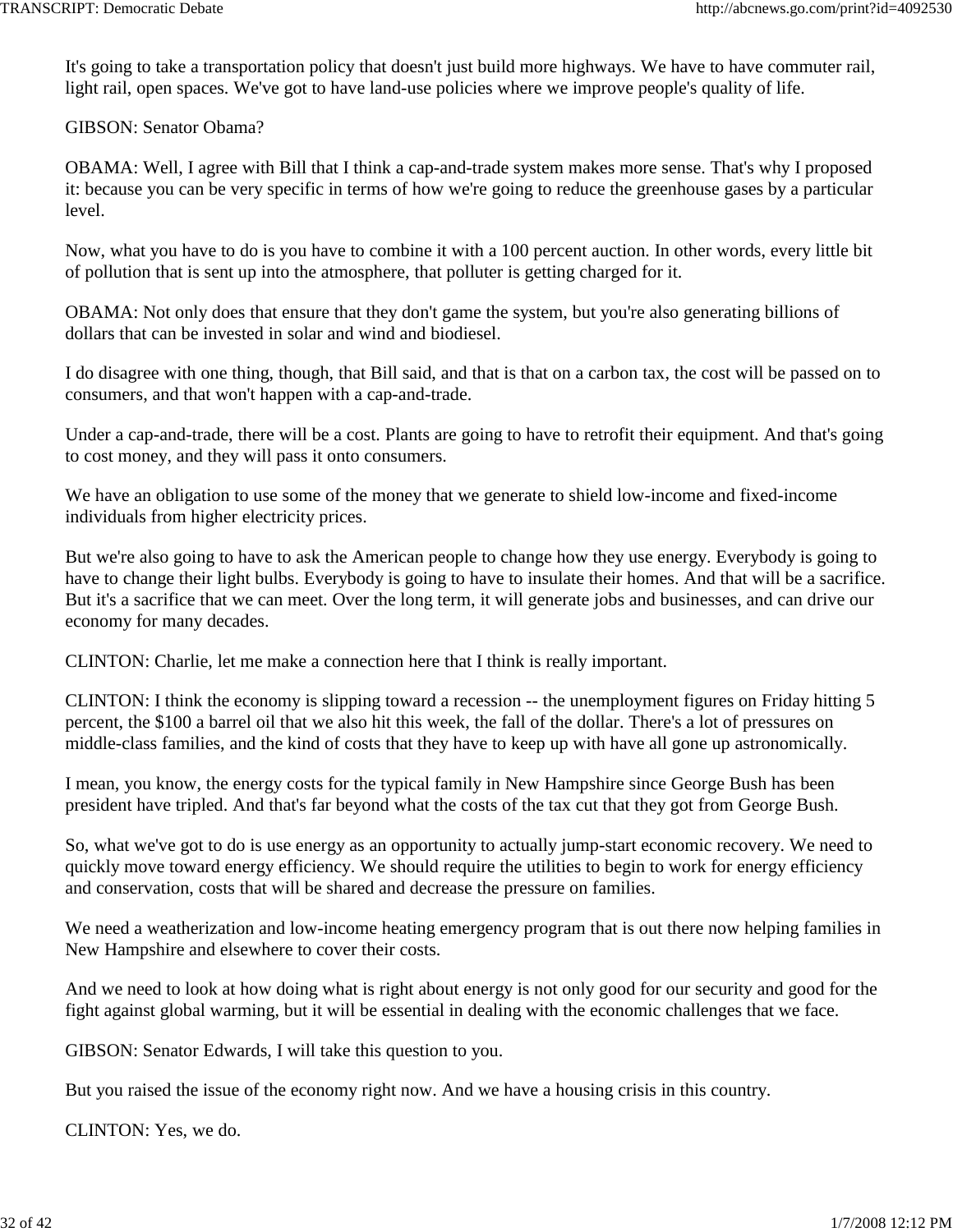It's going to take a transportation policy that doesn't just build more highways. We have to have commuter rail, light rail, open spaces. We've got to have land-use policies where we improve people's quality of life.

GIBSON: Senator Obama?

OBAMA: Well, I agree with Bill that I think a cap-and-trade system makes more sense. That's why I proposed it: because you can be very specific in terms of how we're going to reduce the greenhouse gases by a particular level.

Now, what you have to do is you have to combine it with a 100 percent auction. In other words, every little bit of pollution that is sent up into the atmosphere, that polluter is getting charged for it.

OBAMA: Not only does that ensure that they don't game the system, but you're also generating billions of dollars that can be invested in solar and wind and biodiesel.

I do disagree with one thing, though, that Bill said, and that is that on a carbon tax, the cost will be passed on to consumers, and that won't happen with a cap-and-trade.

Under a cap-and-trade, there will be a cost. Plants are going to have to retrofit their equipment. And that's going to cost money, and they will pass it onto consumers.

We have an obligation to use some of the money that we generate to shield low-income and fixed-income individuals from higher electricity prices.

But we're also going to have to ask the American people to change how they use energy. Everybody is going to have to change their light bulbs. Everybody is going to have to insulate their homes. And that will be a sacrifice. But it's a sacrifice that we can meet. Over the long term, it will generate jobs and businesses, and can drive our economy for many decades.

CLINTON: Charlie, let me make a connection here that I think is really important.

CLINTON: I think the economy is slipping toward a recession -- the unemployment figures on Friday hitting 5 percent, the $100 a barrel oil that we also hit this week, the fall of the dollar. There's a lot of pressures on middle-class families, and the kind of costs that they have to keep up with have all gone up astronomically.

I mean, you know, the energy costs for the typical family in New Hampshire since George Bush has been president have tripled. And that's far beyond what the costs of the tax cut that they got from George Bush.

So, what we've got to do is use energy as an opportunity to actually jump-start economic recovery. We need to quickly move toward energy efficiency. We should require the utilities to begin to work for energy efficiency and conservation, costs that will be shared and decrease the pressure on families.

We need a weatherization and low-income heating emergency program that is out there now helping families in New Hampshire and elsewhere to cover their costs.

And we need to look at how doing what is right about energy is not only good for our security and good for the fight against global warming, but it will be essential in dealing with the economic challenges that we face.

GIBSON: Senator Edwards, I will take this question to you.

But you raised the issue of the economy right now. And we have a housing crisis in this country.

CLINTON: Yes, we do.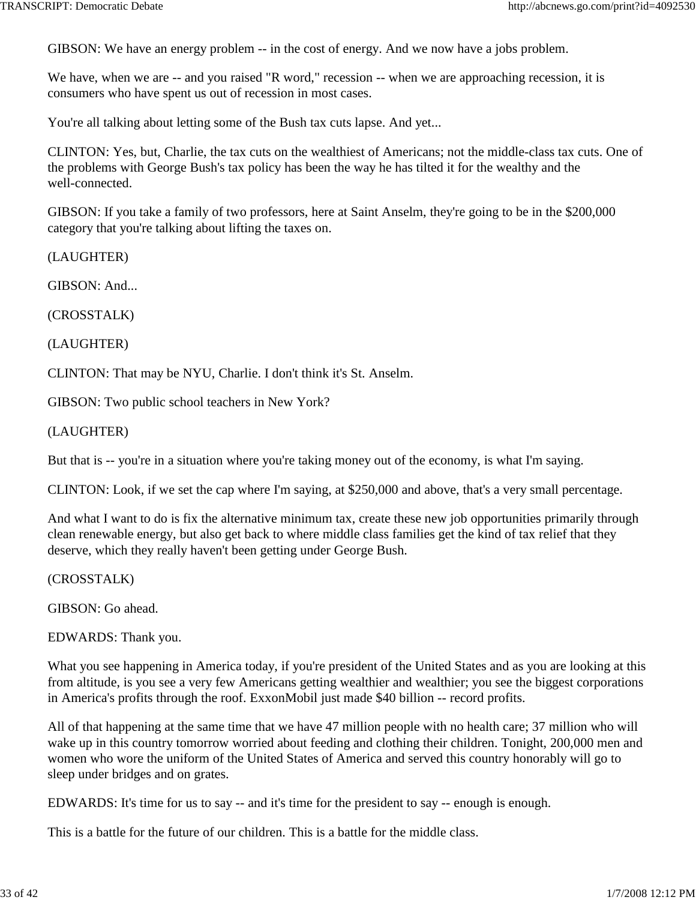GIBSON: We have an energy problem -- in the cost of energy. And we now have a jobs problem.

We have, when we are -- and you raised "R word," recession -- when we are approaching recession, it is consumers who have spent us out of recession in most cases.

You're all talking about letting some of the Bush tax cuts lapse. And yet...

CLINTON: Yes, but, Charlie, the tax cuts on the wealthiest of Americans; not the middle-class tax cuts. One of the problems with George Bush's tax policy has been the way he has tilted it for the wealthy and the well-connected.

GIBSON: If you take a family of two professors, here at Saint Anselm, they're going to be in the $200,000 category that you're talking about lifting the taxes on.

(LAUGHTER)

GIBSON: And...

(CROSSTALK)

(LAUGHTER)

CLINTON: That may be NYU, Charlie. I don't think it's St. Anselm.

GIBSON: Two public school teachers in New York?

(LAUGHTER)

But that is -- you're in a situation where you're taking money out of the economy, is what I'm saying.

CLINTON: Look, if we set the cap where I'm saying, at $250,000 and above, that's a very small percentage.

And what I want to do is fix the alternative minimum tax, create these new job opportunities primarily through clean renewable energy, but also get back to where middle class families get the kind of tax relief that they deserve, which they really haven't been getting under George Bush.

(CROSSTALK)

GIBSON: Go ahead.

EDWARDS: Thank you.

What you see happening in America today, if you're president of the United States and as you are looking at this from altitude, is you see a very few Americans getting wealthier and wealthier; you see the biggest corporations in America's profits through the roof. ExxonMobil just made $40 billion -- record profits.

All of that happening at the same time that we have 47 million people with no health care; 37 million who will wake up in this country tomorrow worried about feeding and clothing their children. Tonight, 200,000 men and women who wore the uniform of the United States of America and served this country honorably will go to sleep under bridges and on grates.

EDWARDS: It's time for us to say -- and it's time for the president to say -- enough is enough.

This is a battle for the future of our children. This is a battle for the middle class.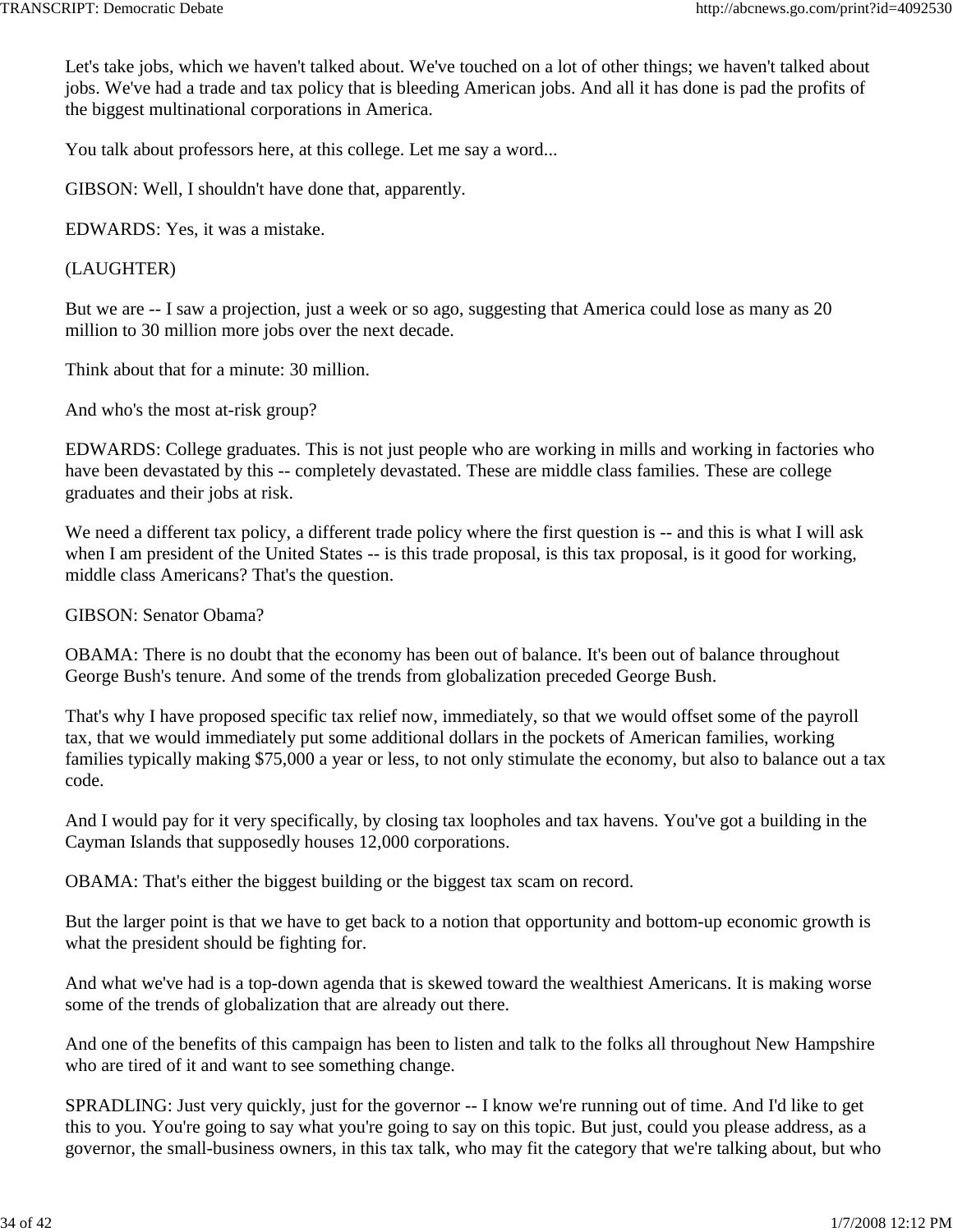Let's take jobs, which we haven't talked about. We've touched on a lot of other things; we haven't talked about jobs. We've had a trade and tax policy that is bleeding American jobs. And all it has done is pad the profits of the biggest multinational corporations in America.

You talk about professors here, at this college. Let me say a word...

GIBSON: Well, I shouldn't have done that, apparently.

EDWARDS: Yes, it was a mistake.

(LAUGHTER)

But we are -- I saw a projection, just a week or so ago, suggesting that America could lose as many as 20 million to 30 million more jobs over the next decade.

Think about that for a minute: 30 million.

And who's the most at-risk group?

EDWARDS: College graduates. This is not just people who are working in mills and working in factories who have been devastated by this -- completely devastated. These are middle class families. These are college graduates and their jobs at risk.

We need a different tax policy, a different trade policy where the first question is -- and this is what I will ask when I am president of the United States -- is this trade proposal, is this tax proposal, is it good for working, middle class Americans? That's the question.

GIBSON: Senator Obama?

OBAMA: There is no doubt that the economy has been out of balance. It's been out of balance throughout George Bush's tenure. And some of the trends from globalization preceded George Bush.

That's why I have proposed specific tax relief now, immediately, so that we would offset some of the payroll tax, that we would immediately put some additional dollars in the pockets of American families, working families typically making $75,000 a year or less, to not only stimulate the economy, but also to balance out a tax code.

And I would pay for it very specifically, by closing tax loopholes and tax havens. You've got a building in the Cayman Islands that supposedly houses 12,000 corporations.

OBAMA: That's either the biggest building or the biggest tax scam on record.

But the larger point is that we have to get back to a notion that opportunity and bottom-up economic growth is what the president should be fighting for.

And what we've had is a top-down agenda that is skewed toward the wealthiest Americans. It is making worse some of the trends of globalization that are already out there.

And one of the benefits of this campaign has been to listen and talk to the folks all throughout New Hampshire who are tired of it and want to see something change.

SPRADLING: Just very quickly, just for the governor -- I know we're running out of time. And I'd like to get this to you. You're going to say what you're going to say on this topic. But just, could you please address, as a governor, the small-business owners, in this tax talk, who may fit the category that we're talking about, but who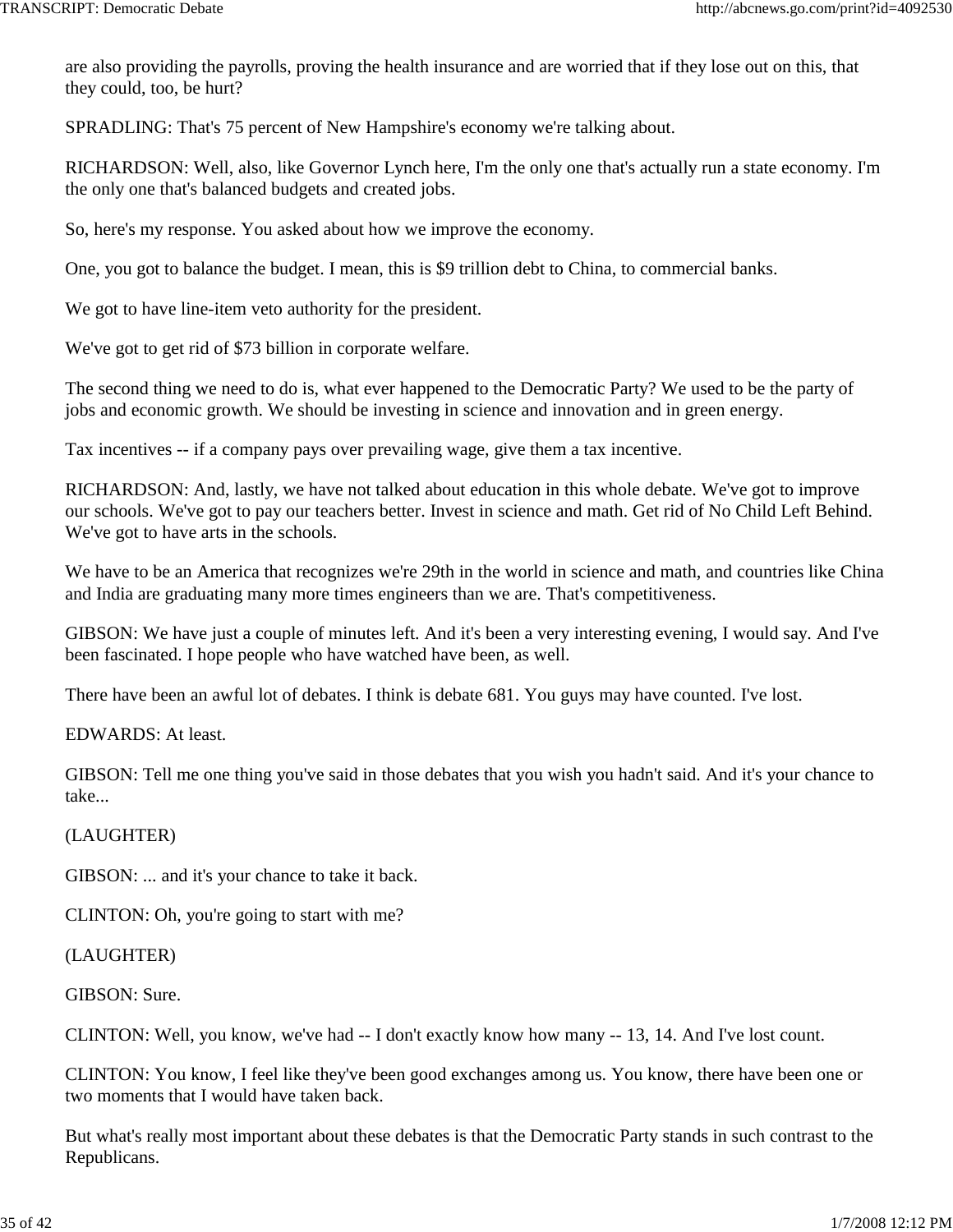are also providing the payrolls, proving the health insurance and are worried that if they lose out on this, that they could, too, be hurt?

SPRADLING: That's 75 percent of New Hampshire's economy we're talking about.

RICHARDSON: Well, also, like Governor Lynch here, I'm the only one that's actually run a state economy. I'm the only one that's balanced budgets and created jobs.

So, here's my response. You asked about how we improve the economy.

One, you got to balance the budget. I mean, this is $9 trillion debt to China, to commercial banks.

We got to have line-item veto authority for the president.

We've got to get rid of $73 billion in corporate welfare.

The second thing we need to do is, what ever happened to the Democratic Party? We used to be the party of jobs and economic growth. We should be investing in science and innovation and in green energy.

Tax incentives -- if a company pays over prevailing wage, give them a tax incentive.

RICHARDSON: And, lastly, we have not talked about education in this whole debate. We've got to improve our schools. We've got to pay our teachers better. Invest in science and math. Get rid of No Child Left Behind. We've got to have arts in the schools.

We have to be an America that recognizes we're 29th in the world in science and math, and countries like China and India are graduating many more times engineers than we are. That's competitiveness.

GIBSON: We have just a couple of minutes left. And it's been a very interesting evening, I would say. And I've been fascinated. I hope people who have watched have been, as well.

There have been an awful lot of debates. I think is debate 681. You guys may have counted. I've lost.

EDWARDS: At least.

GIBSON: Tell me one thing you've said in those debates that you wish you hadn't said. And it's your chance to take...

(LAUGHTER)

GIBSON: ... and it's your chance to take it back.

CLINTON: Oh, you're going to start with me?

(LAUGHTER)

GIBSON: Sure.

CLINTON: Well, you know, we've had -- I don't exactly know how many -- 13, 14. And I've lost count.

CLINTON: You know, I feel like they've been good exchanges among us. You know, there have been one or two moments that I would have taken back.

But what's really most important about these debates is that the Democratic Party stands in such contrast to the Republicans.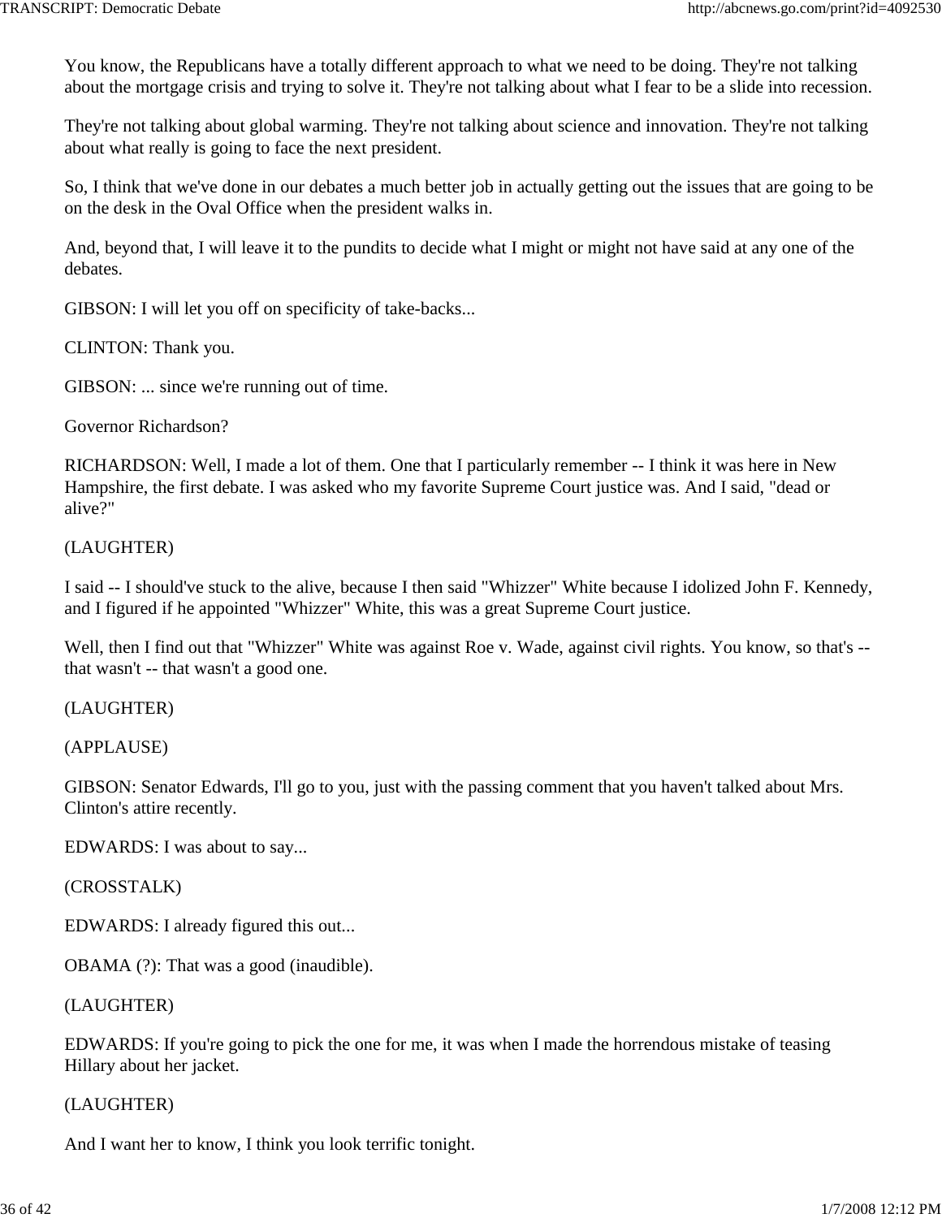You know, the Republicans have a totally different approach to what we need to be doing. They're not talking about the mortgage crisis and trying to solve it. They're not talking about what I fear to be a slide into recession.

They're not talking about global warming. They're not talking about science and innovation. They're not talking about what really is going to face the next president.

So, I think that we've done in our debates a much better job in actually getting out the issues that are going to be on the desk in the Oval Office when the president walks in.

And, beyond that, I will leave it to the pundits to decide what I might or might not have said at any one of the debates.

GIBSON: I will let you off on specificity of take-backs...

CLINTON: Thank you.

GIBSON: ... since we're running out of time.

Governor Richardson?

RICHARDSON: Well, I made a lot of them. One that I particularly remember -- I think it was here in New Hampshire, the first debate. I was asked who my favorite Supreme Court justice was. And I said, "dead or alive?"

(LAUGHTER)

I said -- I should've stuck to the alive, because I then said "Whizzer" White because I idolized John F. Kennedy, and I figured if he appointed "Whizzer" White, this was a great Supreme Court justice.

Well, then I find out that "Whizzer" White was against Roe v. Wade, against civil rights. You know, so that's -- that wasn't -- that wasn't a good one.

(LAUGHTER)

(APPLAUSE)

GIBSON: Senator Edwards, I'll go to you, just with the passing comment that you haven't talked about Mrs. Clinton's attire recently.

EDWARDS: I was about to say...

(CROSSTALK)

EDWARDS: I already figured this out...

OBAMA (?): That was a good (inaudible).

(LAUGHTER)

EDWARDS: If you're going to pick the one for me, it was when I made the horrendous mistake of teasing Hillary about her jacket.

(LAUGHTER)

And I want her to know, I think you look terrific tonight.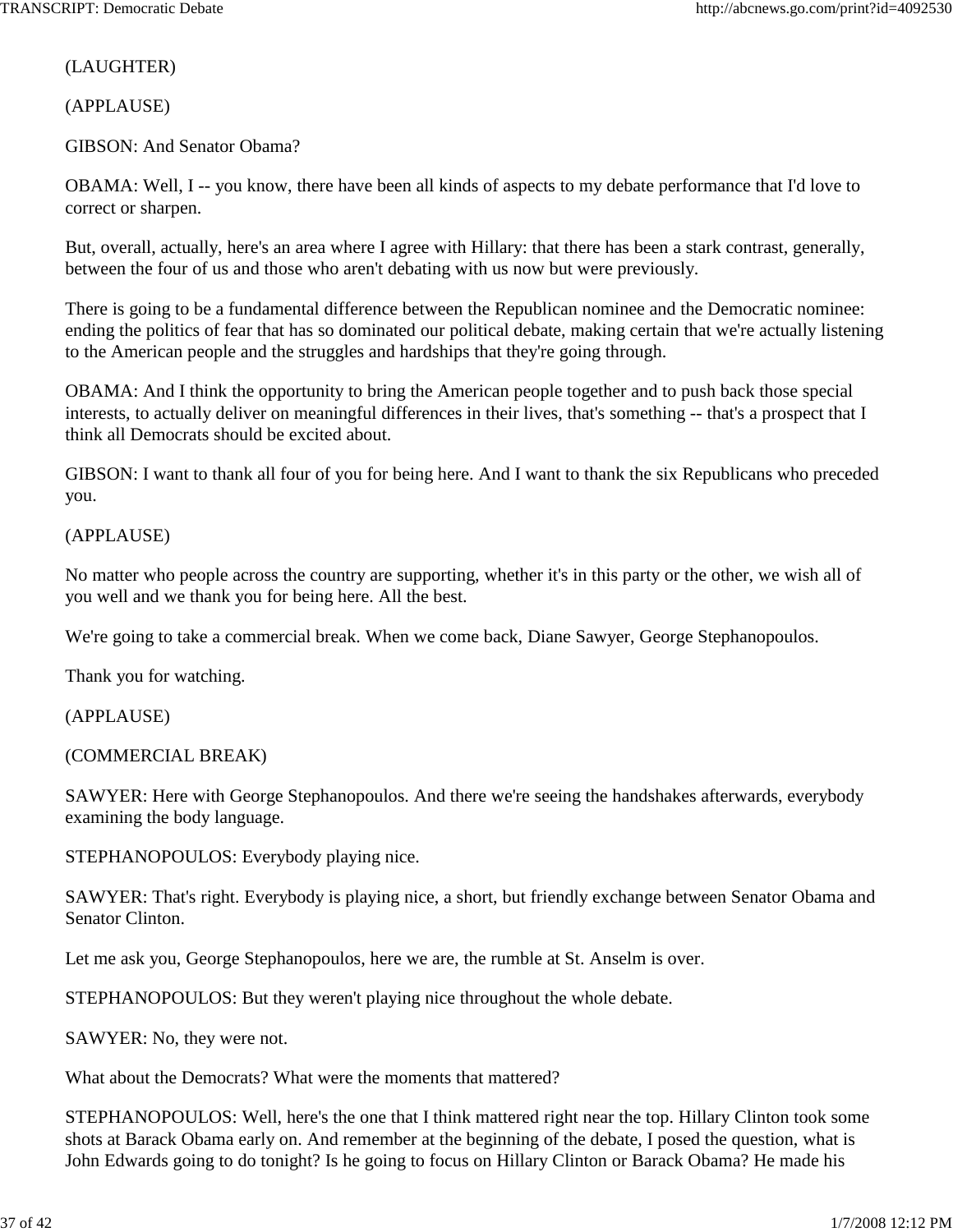(LAUGHTER)

(APPLAUSE)

GIBSON: And Senator Obama?

OBAMA: Well, I -- you know, there have been all kinds of aspects to my debate performance that I'd love to correct or sharpen.

But, overall, actually, here's an area where I agree with Hillary: that there has been a stark contrast, generally, between the four of us and those who aren't debating with us now but were previously.

There is going to be a fundamental difference between the Republican nominee and the Democratic nominee: ending the politics of fear that has so dominated our political debate, making certain that we're actually listening to the American people and the struggles and hardships that they're going through.

OBAMA: And I think the opportunity to bring the American people together and to push back those special interests, to actually deliver on meaningful differences in their lives, that's something -- that's a prospect that I think all Democrats should be excited about.

GIBSON: I want to thank all four of you for being here. And I want to thank the six Republicans who preceded you.

(APPLAUSE)

No matter who people across the country are supporting, whether it's in this party or the other, we wish all of you well and we thank you for being here. All the best.

We're going to take a commercial break. When we come back, Diane Sawyer, George Stephanopoulos.

Thank you for watching.

(APPLAUSE)

(COMMERCIAL BREAK)

SAWYER: Here with George Stephanopoulos. And there we're seeing the handshakes afterwards, everybody examining the body language.

STEPHANOPOULOS: Everybody playing nice.

SAWYER: That's right. Everybody is playing nice, a short, but friendly exchange between Senator Obama and Senator Clinton.

Let me ask you, George Stephanopoulos, here we are, the rumble at St. Anselm is over.

STEPHANOPOULOS: But they weren't playing nice throughout the whole debate.

SAWYER: No, they were not.

What about the Democrats? What were the moments that mattered?

STEPHANOPOULOS: Well, here's the one that I think mattered right near the top. Hillary Clinton took some shots at Barack Obama early on. And remember at the beginning of the debate, I posed the question, what is John Edwards going to do tonight? Is he going to focus on Hillary Clinton or Barack Obama? He made his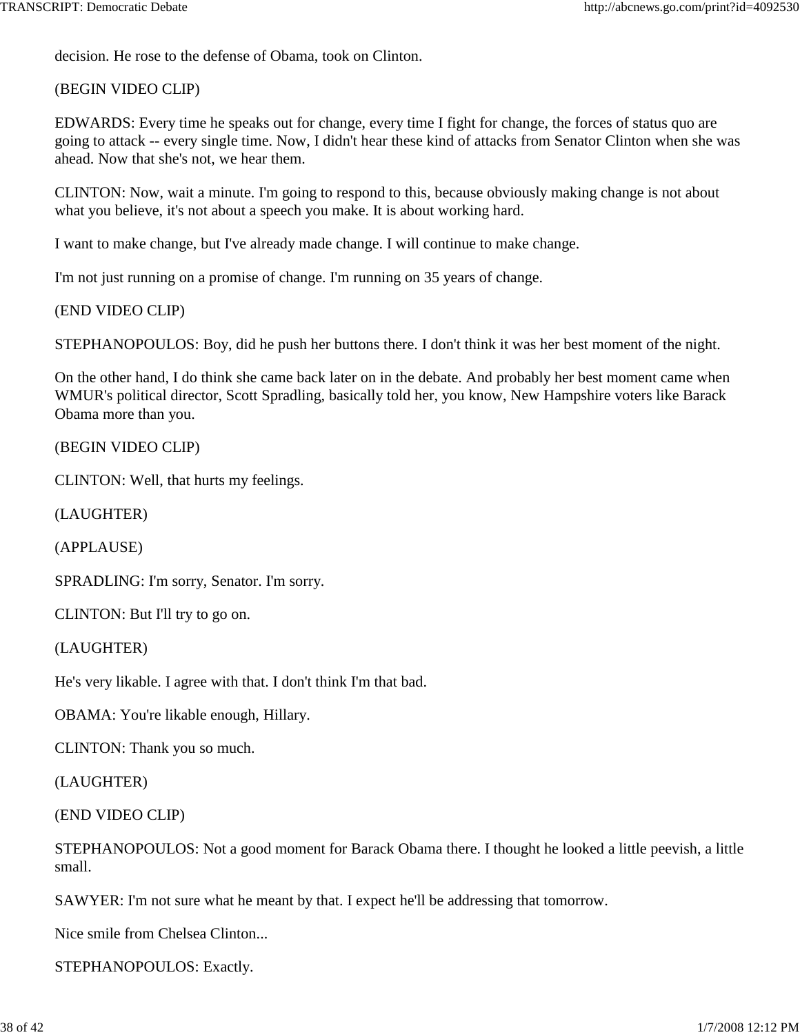decision. He rose to the defense of Obama, took on Clinton.

(BEGIN VIDEO CLIP)

EDWARDS: Every time he speaks out for change, every time I fight for change, the forces of status quo are going to attack -- every single time. Now, I didn't hear these kind of attacks from Senator Clinton when she was ahead. Now that she's not, we hear them.

CLINTON: Now, wait a minute. I'm going to respond to this, because obviously making change is not about what you believe, it's not about a speech you make. It is about working hard.

I want to make change, but I've already made change. I will continue to make change.

I'm not just running on a promise of change. I'm running on 35 years of change.

(END VIDEO CLIP)

STEPHANOPOULOS: Boy, did he push her buttons there. I don't think it was her best moment of the night.

On the other hand, I do think she came back later on in the debate. And probably her best moment came when WMUR's political director, Scott Spradling, basically told her, you know, New Hampshire voters like Barack Obama more than you.

(BEGIN VIDEO CLIP)

CLINTON: Well, that hurts my feelings.

(LAUGHTER)

(APPLAUSE)

SPRADLING: I'm sorry, Senator. I'm sorry.

CLINTON: But I'll try to go on.

(LAUGHTER)

He's very likable. I agree with that. I don't think I'm that bad.

OBAMA: You're likable enough, Hillary.

CLINTON: Thank you so much.

(LAUGHTER)

(END VIDEO CLIP)

STEPHANOPOULOS: Not a good moment for Barack Obama there. I thought he looked a little peevish, a little small.

SAWYER: I'm not sure what he meant by that. I expect he'll be addressing that tomorrow.

Nice smile from Chelsea Clinton...

STEPHANOPOULOS: Exactly.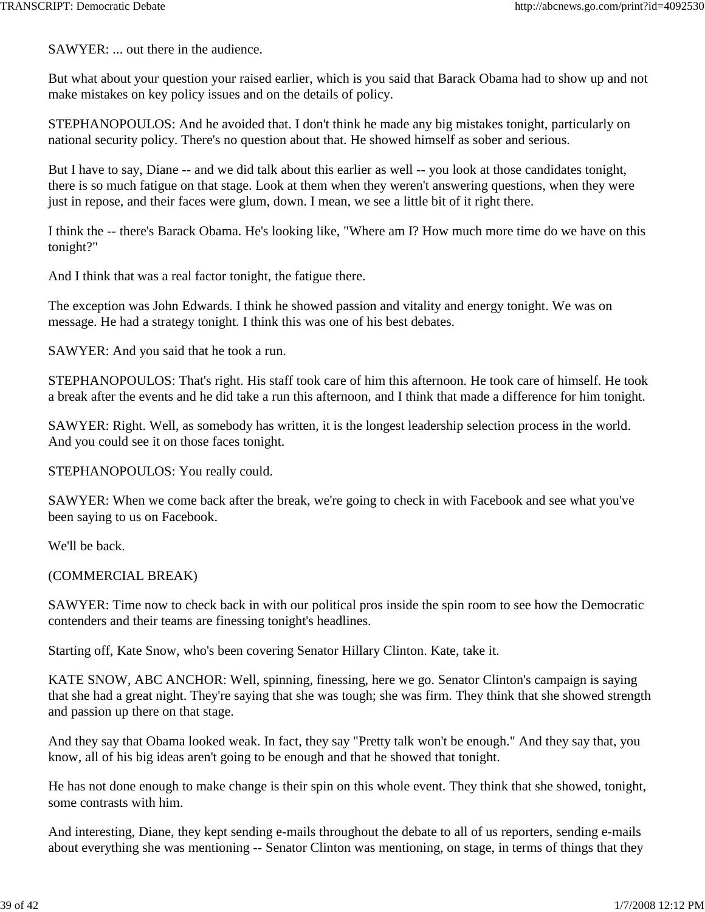SAWYER: ... out there in the audience.

But what about your question your raised earlier, which is you said that Barack Obama had to show up and not make mistakes on key policy issues and on the details of policy.

STEPHANOPOULOS: And he avoided that. I don't think he made any big mistakes tonight, particularly on national security policy. There's no question about that. He showed himself as sober and serious.

But I have to say, Diane -- and we did talk about this earlier as well -- you look at those candidates tonight, there is so much fatigue on that stage. Look at them when they weren't answering questions, when they were just in repose, and their faces were glum, down. I mean, we see a little bit of it right there.

I think the -- there's Barack Obama. He's looking like, "Where am I? How much more time do we have on this tonight?"

And I think that was a real factor tonight, the fatigue there.

The exception was John Edwards. I think he showed passion and vitality and energy tonight. We was on message. He had a strategy tonight. I think this was one of his best debates.

SAWYER: And you said that he took a run.

STEPHANOPOULOS: That's right. His staff took care of him this afternoon. He took care of himself. He took a break after the events and he did take a run this afternoon, and I think that made a difference for him tonight.

SAWYER: Right. Well, as somebody has written, it is the longest leadership selection process in the world. And you could see it on those faces tonight.

STEPHANOPOULOS: You really could.

SAWYER: When we come back after the break, we're going to check in with Facebook and see what you've been saying to us on Facebook.

We'll be back.

(COMMERCIAL BREAK)

SAWYER: Time now to check back in with our political pros inside the spin room to see how the Democratic contenders and their teams are finessing tonight's headlines.

Starting off, Kate Snow, who's been covering Senator Hillary Clinton. Kate, take it.

KATE SNOW, ABC ANCHOR: Well, spinning, finessing, here we go. Senator Clinton's campaign is saying that she had a great night. They're saying that she was tough; she was firm. They think that she showed strength and passion up there on that stage.

And they say that Obama looked weak. In fact, they say "Pretty talk won't be enough." And they say that, you know, all of his big ideas aren't going to be enough and that he showed that tonight.

He has not done enough to make change is their spin on this whole event. They think that she showed, tonight, some contrasts with him.

And interesting, Diane, they kept sending e-mails throughout the debate to all of us reporters, sending e-mails about everything she was mentioning -- Senator Clinton was mentioning, on stage, in terms of things that they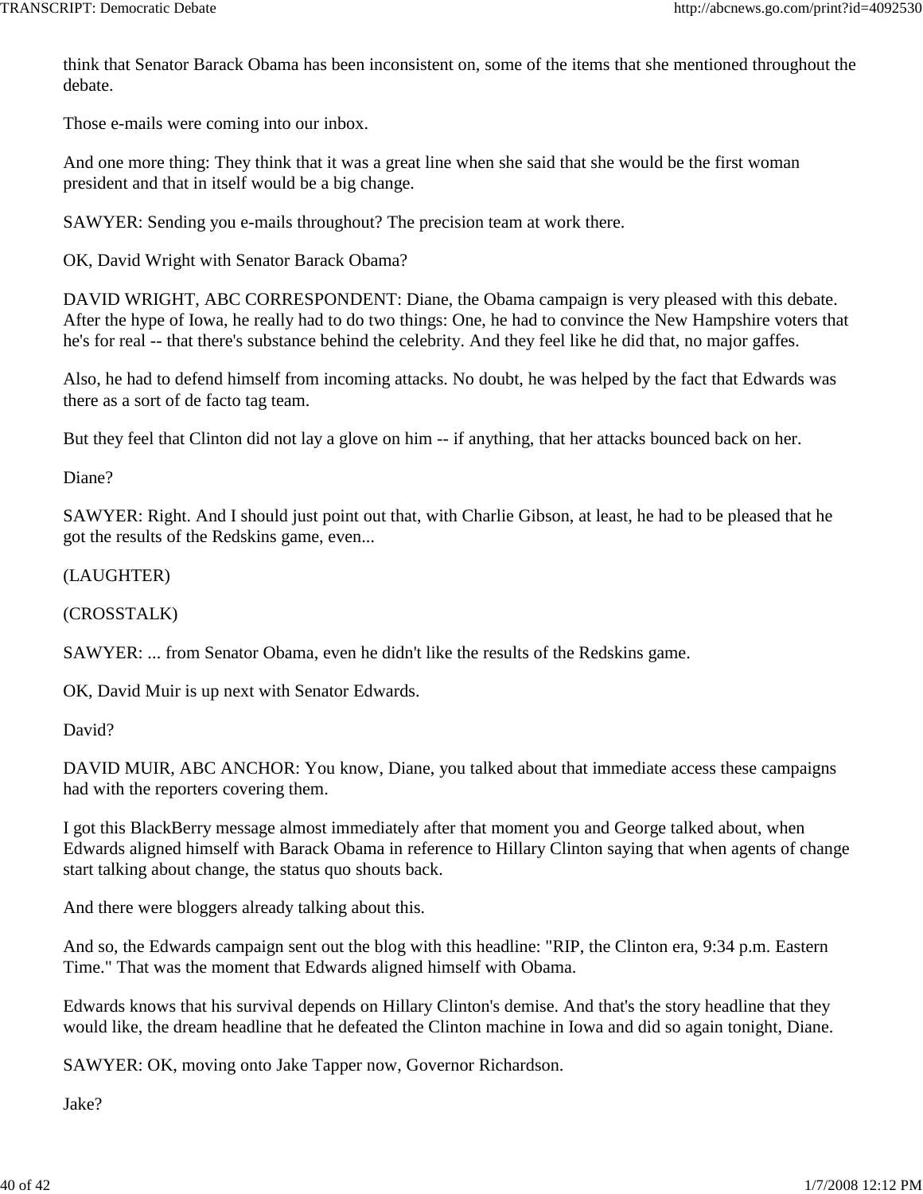think that Senator Barack Obama has been inconsistent on, some of the items that she mentioned throughout the debate.

Those e-mails were coming into our inbox.

And one more thing: They think that it was a great line when she said that she would be the first woman president and that in itself would be a big change.

SAWYER: Sending you e-mails throughout? The precision team at work there.

OK, David Wright with Senator Barack Obama?

DAVID WRIGHT, ABC CORRESPONDENT: Diane, the Obama campaign is very pleased with this debate. After the hype of Iowa, he really had to do two things: One, he had to convince the New Hampshire voters that he's for real -- that there's substance behind the celebrity. And they feel like he did that, no major gaffes.

Also, he had to defend himself from incoming attacks. No doubt, he was helped by the fact that Edwards was there as a sort of de facto tag team.

But they feel that Clinton did not lay a glove on him -- if anything, that her attacks bounced back on her.

Diane?

SAWYER: Right. And I should just point out that, with Charlie Gibson, at least, he had to be pleased that he got the results of the Redskins game, even...

(LAUGHTER)

(CROSSTALK)

SAWYER: ... from Senator Obama, even he didn't like the results of the Redskins game.

OK, David Muir is up next with Senator Edwards.

David?

DAVID MUIR, ABC ANCHOR: You know, Diane, you talked about that immediate access these campaigns had with the reporters covering them.

I got this BlackBerry message almost immediately after that moment you and George talked about, when Edwards aligned himself with Barack Obama in reference to Hillary Clinton saying that when agents of change start talking about change, the status quo shouts back.

And there were bloggers already talking about this.

And so, the Edwards campaign sent out the blog with this headline: "RIP, the Clinton era, 9:34 p.m. Eastern Time." That was the moment that Edwards aligned himself with Obama.

Edwards knows that his survival depends on Hillary Clinton's demise. And that's the story headline that they would like, the dream headline that he defeated the Clinton machine in Iowa and did so again tonight, Diane.

SAWYER: OK, moving onto Jake Tapper now, Governor Richardson.

Jake?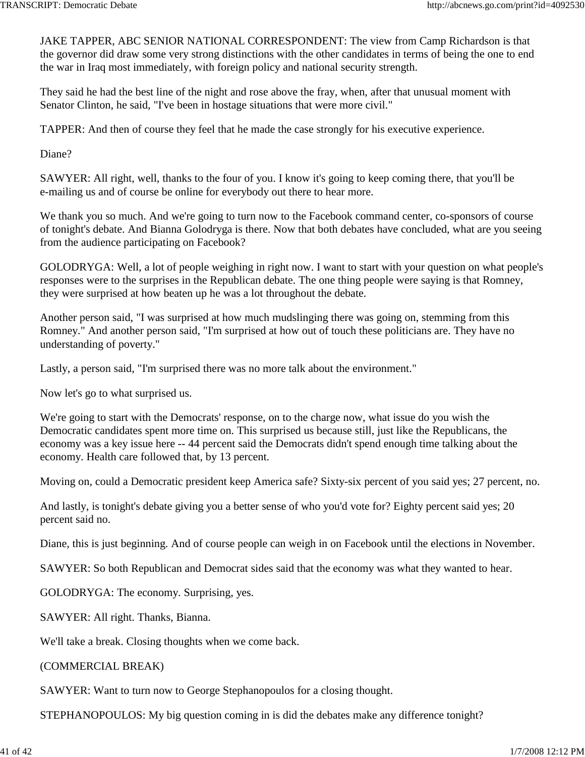JAKE TAPPER, ABC SENIOR NATIONAL CORRESPONDENT: The view from Camp Richardson is that the governor did draw some very strong distinctions with the other candidates in terms of being the one to end the war in Iraq most immediately, with foreign policy and national security strength.

They said he had the best line of the night and rose above the fray, when, after that unusual moment with Senator Clinton, he said, "I've been in hostage situations that were more civil."

TAPPER: And then of course they feel that he made the case strongly for his executive experience.

Diane?

SAWYER: All right, well, thanks to the four of you. I know it's going to keep coming there, that you'll be e-mailing us and of course be online for everybody out there to hear more.

We thank you so much. And we're going to turn now to the Facebook command center, co-sponsors of course of tonight's debate. And Bianna Golodryga is there. Now that both debates have concluded, what are you seeing from the audience participating on Facebook?

GOLODRYGA: Well, a lot of people weighing in right now. I want to start with your question on what people's responses were to the surprises in the Republican debate. The one thing people were saying is that Romney, they were surprised at how beaten up he was a lot throughout the debate.

Another person said, "I was surprised at how much mudslinging there was going on, stemming from this Romney." And another person said, "I'm surprised at how out of touch these politicians are. They have no understanding of poverty."

Lastly, a person said, "I'm surprised there was no more talk about the environment."

Now let's go to what surprised us.

We're going to start with the Democrats' response, on to the charge now, what issue do you wish the Democratic candidates spent more time on. This surprised us because still, just like the Republicans, the economy was a key issue here -- 44 percent said the Democrats didn't spend enough time talking about the economy. Health care followed that, by 13 percent.

Moving on, could a Democratic president keep America safe? Sixty-six percent of you said yes; 27 percent, no.

And lastly, is tonight's debate giving you a better sense of who you'd vote for? Eighty percent said yes; 20 percent said no.

Diane, this is just beginning. And of course people can weigh in on Facebook until the elections in November.

SAWYER: So both Republican and Democrat sides said that the economy was what they wanted to hear.

GOLODRYGA: The economy. Surprising, yes.

SAWYER: All right. Thanks, Bianna.

We'll take a break. Closing thoughts when we come back.

(COMMERCIAL BREAK)

SAWYER: Want to turn now to George Stephanopoulos for a closing thought.

STEPHANOPOULOS: My big question coming in is did the debates make any difference tonight?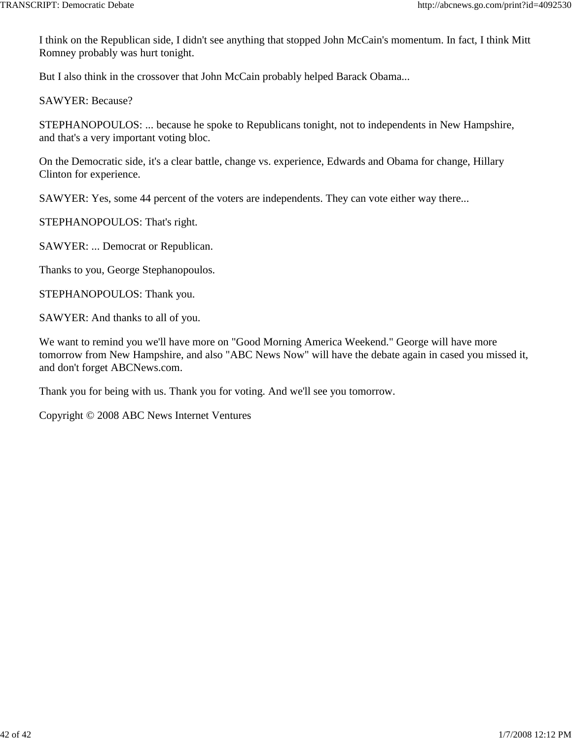I think on the Republican side, I didn't see anything that stopped John McCain's momentum. In fact, I think Mitt Romney probably was hurt tonight.

But I also think in the crossover that John McCain probably helped Barack Obama...

SAWYER: Because?

STEPHANOPOULOS: ... because he spoke to Republicans tonight, not to independents in New Hampshire, and that's a very important voting bloc.

On the Democratic side, it's a clear battle, change vs. experience, Edwards and Obama for change, Hillary Clinton for experience.

SAWYER: Yes, some 44 percent of the voters are independents. They can vote either way there...

STEPHANOPOULOS: That's right.

SAWYER: ... Democrat or Republican.

Thanks to you, George Stephanopoulos.

STEPHANOPOULOS: Thank you.

SAWYER: And thanks to all of you.

We want to remind you we'll have more on "Good Morning America Weekend." George will have more tomorrow from New Hampshire, and also "ABC News Now" will have the debate again in cased you missed it, and don't forget ABCNews.com.

Thank you for being with us. Thank you for voting. And we'll see you tomorrow.

Copyright © 2008 ABC News Internet Ventures